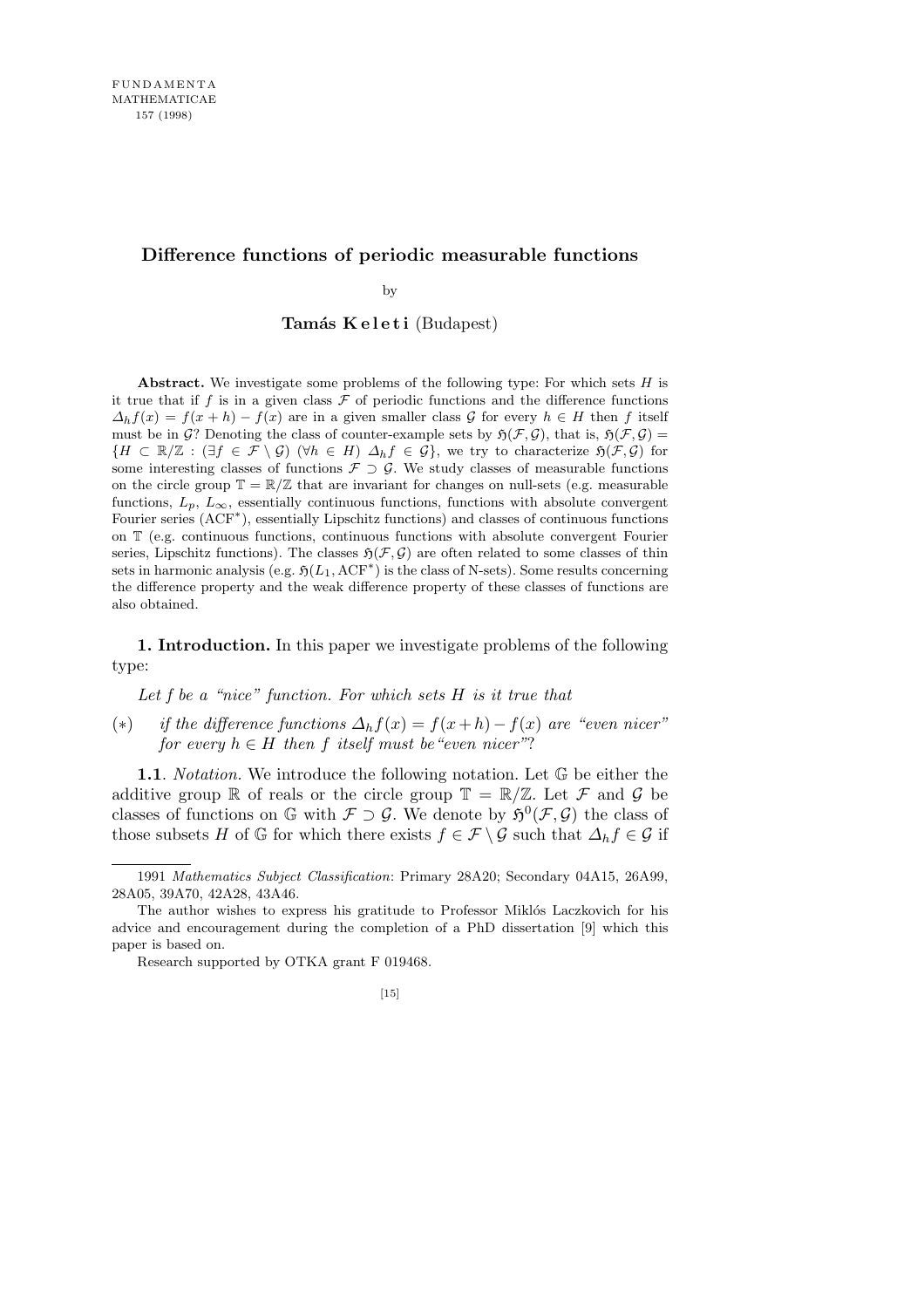# Difference functions of periodic measurable functions

by

**Tamás Keleti** (Budapest)

**Abstract.** We investigate some problems of the following type: For which sets $H$ is it true that if $f$ is in a given class $\mathcal{F}$ of periodic functions and the difference functions $\Delta_h f(x) = f(x+h) - f(x)$ are in a given smaller class $\mathcal{G}$ for every $h \in H$ then $f$ itself must be in $\mathcal{G}$? Denoting the class of counter-example sets by $\mathfrak{H}(\mathcal{F}, \mathcal{G})$, that is, $\mathfrak{H}(\mathcal{F}, \mathcal{G}) = \{H \subset \mathbb{R}/\mathbb{Z} : (\exists f \in \mathcal{F} \setminus \mathcal{G})\ (\forall h \in H)\ \Delta_h f \in \mathcal{G}\}$, we try to characterize $\mathfrak{H}(\mathcal{F}, \mathcal{G})$ for some interesting classes of functions $\mathcal{F} \supset \mathcal{G}$. We study classes of measurable functions on the circle group $\mathbb{T} = \mathbb{R}/\mathbb{Z}$ that are invariant for changes on null-sets (e.g. measurable functions, $L_p$, $L_\infty$, essentially continuous functions, functions with absolute convergent Fourier series (ACF$^*$), essentially Lipschitz functions) and classes of continuous functions on $\mathbb{T}$ (e.g. continuous functions, continuous functions with absolute convergent Fourier series, Lipschitz functions). The classes $\mathfrak{H}(\mathcal{F}, \mathcal{G})$ are often related to some classes of thin sets in harmonic analysis (e.g. $\mathfrak{H}(L_1, \text{ACF}^*)$ is the class of N-sets). Some results concerning the difference property and the weak difference property of these classes of functions are also obtained.

**1. Introduction.** In this paper we investigate problems of the following type:

*Let $f$ be a "nice" function. For which sets $H$ is it true that*

(∗) *if the difference functions $\Delta_h f(x) = f(x+h) - f(x)$ are "even nicer" for every $h \in H$ then $f$ itself must be "even nicer"?*

**1.1**. *Notation*. We introduce the following notation. Let $\mathbb{G}$ be either the additive group $\mathbb{R}$ of reals or the circle group $\mathbb{T} = \mathbb{R}/\mathbb{Z}$. Let $\mathcal{F}$ and $\mathcal{G}$ be classes of functions on $\mathbb{G}$ with $\mathcal{F} \supset \mathcal{G}$. We denote by $\mathfrak{H}^0(\mathcal{F}, \mathcal{G})$ the class of those subsets $H$ of $\mathbb{G}$ for which there exists $f \in \mathcal{F} \setminus \mathcal{G}$ such that $\Delta_h f \in \mathcal{G}$ if

---

1991 *Mathematics Subject Classification*: Primary 28A20; Secondary 04A15, 26A99, 28A05, 39A70, 42A28, 43A46.

The author wishes to express his gratitude to Professor Miklós Laczkovich for his advice and encouragement during the completion of a PhD dissertation [9] which this paper is based on.

Research supported by OTKA grant F 019468.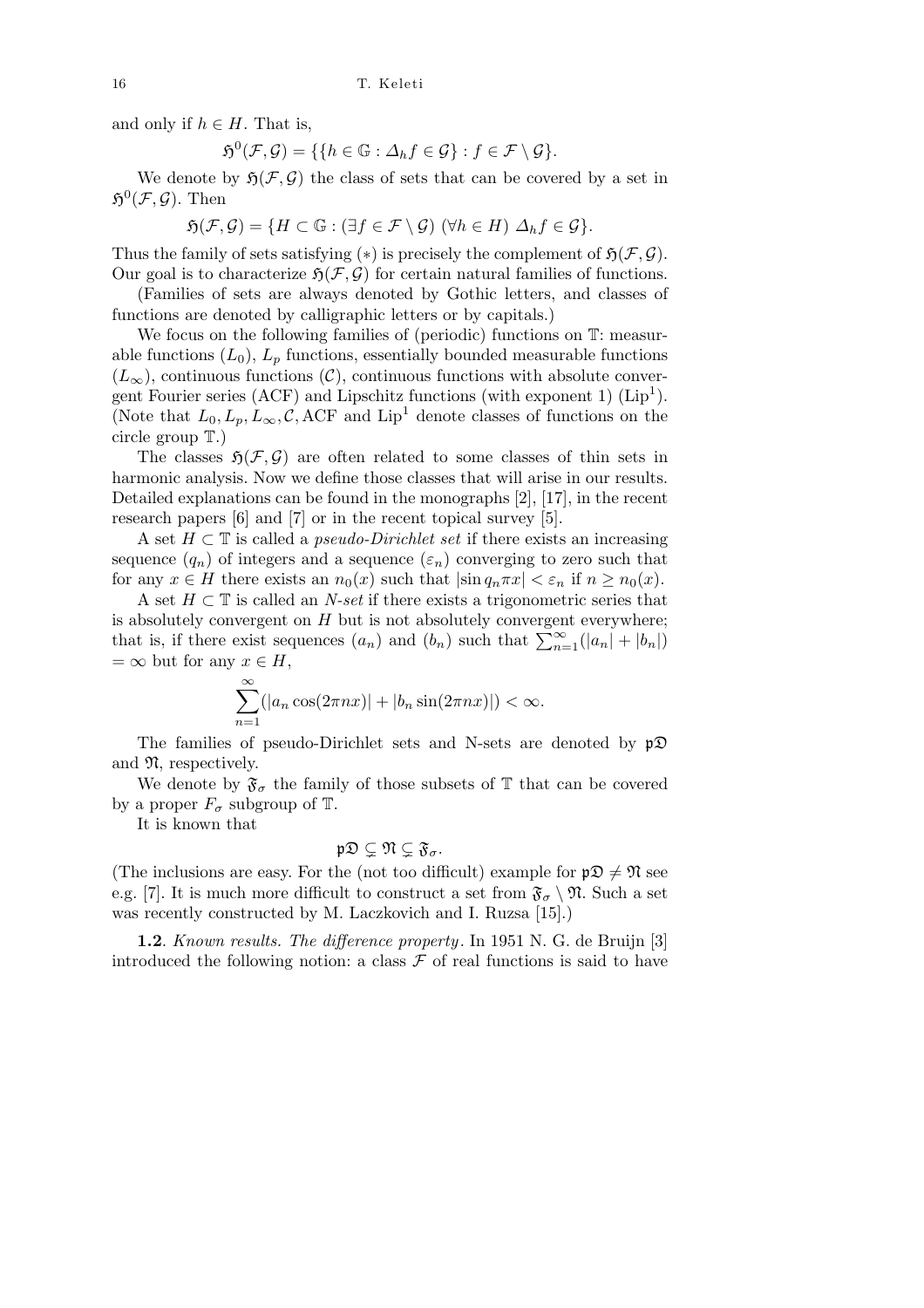and only if $h \in H$. That is,

$$\mathfrak{H}^0(\mathcal{F}, \mathcal{G}) = \{\{h \in \mathbb{G} : \Delta_h f \in \mathcal{G}\} : f \in \mathcal{F} \setminus \mathcal{G}\}.$$

We denote by $\mathfrak{H}(\mathcal{F}, \mathcal{G})$ the class of sets that can be covered by a set in $\mathfrak{H}^0(\mathcal{F}, \mathcal{G})$. Then

$$\mathfrak{H}(\mathcal{F}, \mathcal{G}) = \{H \subset \mathbb{G} : (\exists f \in \mathcal{F} \setminus \mathcal{G})\ (\forall h \in H)\ \Delta_h f \in \mathcal{G}\}.$$

Thus the family of sets satisfying (*) is precisely the complement of $\mathfrak{H}(\mathcal{F}, \mathcal{G})$. Our goal is to characterize $\mathfrak{H}(\mathcal{F}, \mathcal{G})$ for certain natural families of functions.

(Families of sets are always denoted by Gothic letters, and classes of functions are denoted by calligraphic letters or by capitals.)

We focus on the following families of (periodic) functions on $\mathbb{T}$: measurable functions ($L_0$), $L_p$ functions, essentially bounded measurable functions ($L_\infty$), continuous functions ($\mathcal{C}$), continuous functions with absolute convergent Fourier series (ACF) and Lipschitz functions (with exponent 1) ($\mathrm{Lip}^1$). (Note that $L_0, L_p, L_\infty, \mathcal{C}, \mathrm{ACF}$ and $\mathrm{Lip}^1$ denote classes of functions on the circle group $\mathbb{T}$.)

The classes $\mathfrak{H}(\mathcal{F}, \mathcal{G})$ are often related to some classes of thin sets in harmonic analysis. Now we define those classes that will arise in our results. Detailed explanations can be found in the monographs [2], [17], in the recent research papers [6] and [7] or in the recent topical survey [5].

A set $H \subset \mathbb{T}$ is called a *pseudo-Dirichlet set* if there exists an increasing sequence $(q_n)$ of integers and a sequence $(\varepsilon_n)$ converging to zero such that for any $x \in H$ there exists an $n_0(x)$ such that $|\sin q_n \pi x| < \varepsilon_n$ if $n \geq n_0(x)$.

A set $H \subset \mathbb{T}$ is called an *N-set* if there exists a trigonometric series that is absolutely convergent on $H$ but is not absolutely convergent everywhere; that is, if there exist sequences $(a_n)$ and $(b_n)$ such that $\sum_{n=1}^{\infty}(|a_n| + |b_n|) = \infty$ but for any $x \in H$,

$$\sum_{n=1}^{\infty}(|a_n \cos(2\pi n x)| + |b_n \sin(2\pi n x)|) < \infty.$$

The families of pseudo-Dirichlet sets and N-sets are denoted by $\mathfrak{pD}$ and $\mathfrak{N}$, respectively.

We denote by $\mathfrak{F}_\sigma$ the family of those subsets of $\mathbb{T}$ that can be covered by a proper $F_\sigma$ subgroup of $\mathbb{T}$.

It is known that

$$\mathfrak{pD} \subsetneq \mathfrak{N} \subsetneq \mathfrak{F}_\sigma.$$

(The inclusions are easy. For the (not too difficult) example for $\mathfrak{pD} \neq \mathfrak{N}$ see e.g. [7]. It is much more difficult to construct a set from $\mathfrak{F}_\sigma \setminus \mathfrak{N}$. Such a set was recently constructed by M. Laczkovich and I. Ruzsa [15].)

**1.2**. *Known results. The difference property*. In 1951 N. G. de Bruijn [3] introduced the following notion: a class $\mathcal{F}$ of real functions is said to have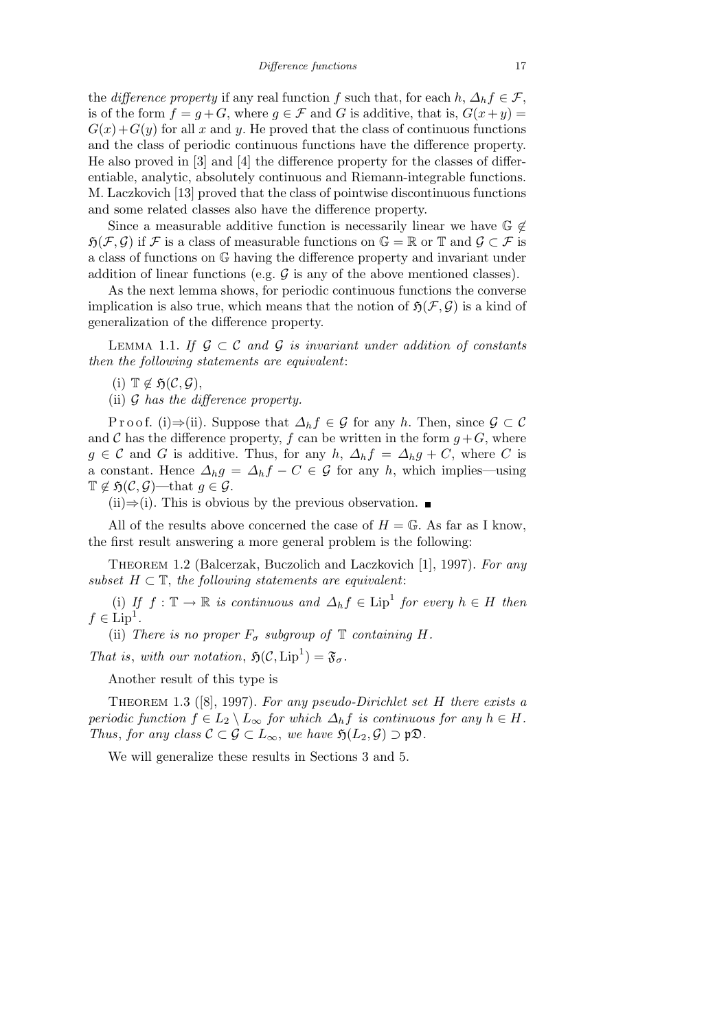the *difference property* if any real function $f$ such that, for each $h$, $\Delta_h f \in \mathcal{F}$, is of the form $f = g + G$, where $g \in \mathcal{F}$ and $G$ is additive, that is, $G(x+y) = G(x)+G(y)$ for all $x$ and $y$. He proved that the class of continuous functions and the class of periodic continuous functions have the difference property. He also proved in [3] and [4] the difference property for the classes of differentiable, analytic, absolutely continuous and Riemann-integrable functions. M. Laczkovich [13] proved that the class of pointwise discontinuous functions and some related classes also have the difference property.

Since a measurable additive function is necessarily linear we have $\mathbb{G} \notin \mathfrak{H}(\mathcal{F}, \mathcal{G})$ if $\mathcal{F}$ is a class of measurable functions on $\mathbb{G} = \mathbb{R}$ or $\mathbb{T}$ and $\mathcal{G} \subset \mathcal{F}$ is a class of functions on $\mathbb{G}$ having the difference property and invariant under addition of linear functions (e.g. $\mathcal{G}$ is any of the above mentioned classes).

As the next lemma shows, for periodic continuous functions the converse implication is also true, which means that the notion of $\mathfrak{H}(\mathcal{F}, \mathcal{G})$ is a kind of generalization of the difference property.

Lemma 1.1. *If $\mathcal{G} \subset \mathcal{C}$ and $\mathcal{G}$ is invariant under addition of constants then the following statements are equivalent*:

(i) $\mathbb{T} \notin \mathfrak{H}(\mathcal{C}, \mathcal{G})$,

(ii) *$\mathcal{G}$ has the difference property.*

Proof. (i)$\Rightarrow$(ii). Suppose that $\Delta_h f \in \mathcal{G}$ for any $h$. Then, since $\mathcal{G} \subset \mathcal{C}$ and $\mathcal{C}$ has the difference property, $f$ can be written in the form $g + G$, where $g \in \mathcal{C}$ and $G$ is additive. Thus, for any $h$, $\Delta_h f = \Delta_h g + C$, where $C$ is a constant. Hence $\Delta_h g = \Delta_h f - C \in \mathcal{G}$ for any $h$, which implies—using $\mathbb{T} \notin \mathfrak{H}(\mathcal{C}, \mathcal{G})$—that $g \in \mathcal{G}$.

(ii)$\Rightarrow$(i). This is obvious by the previous observation. ∎

All of the results above concerned the case of $H = \mathbb{G}$. As far as I know, the first result answering a more general problem is the following:

Theorem 1.2 (Balcerzak, Buczolich and Laczkovich [1], 1997). *For any subset $H \subset \mathbb{T}$, the following statements are equivalent*:

(i) *If $f : \mathbb{T} \to \mathbb{R}$ is continuous and $\Delta_h f \in \mathrm{Lip}^1$ for every $h \in H$ then $f \in \mathrm{Lip}^1$.*

(ii) *There is no proper $F_\sigma$ subgroup of $\mathbb{T}$ containing $H$.*

*That is, with our notation*, $\mathfrak{H}(\mathcal{C}, \mathrm{Lip}^1) = \mathfrak{F}_\sigma$.

Another result of this type is

Theorem 1.3 ([8], 1997). *For any pseudo-Dirichlet set $H$ there exists a periodic function $f \in L_2 \setminus L_\infty$ for which $\Delta_h f$ is continuous for any $h \in H$. Thus, for any class $\mathcal{C} \subset \mathcal{G} \subset L_\infty$, we have $\mathfrak{H}(L_2, \mathcal{G}) \supset \mathfrak{pD}$.*

We will generalize these results in Sections 3 and 5.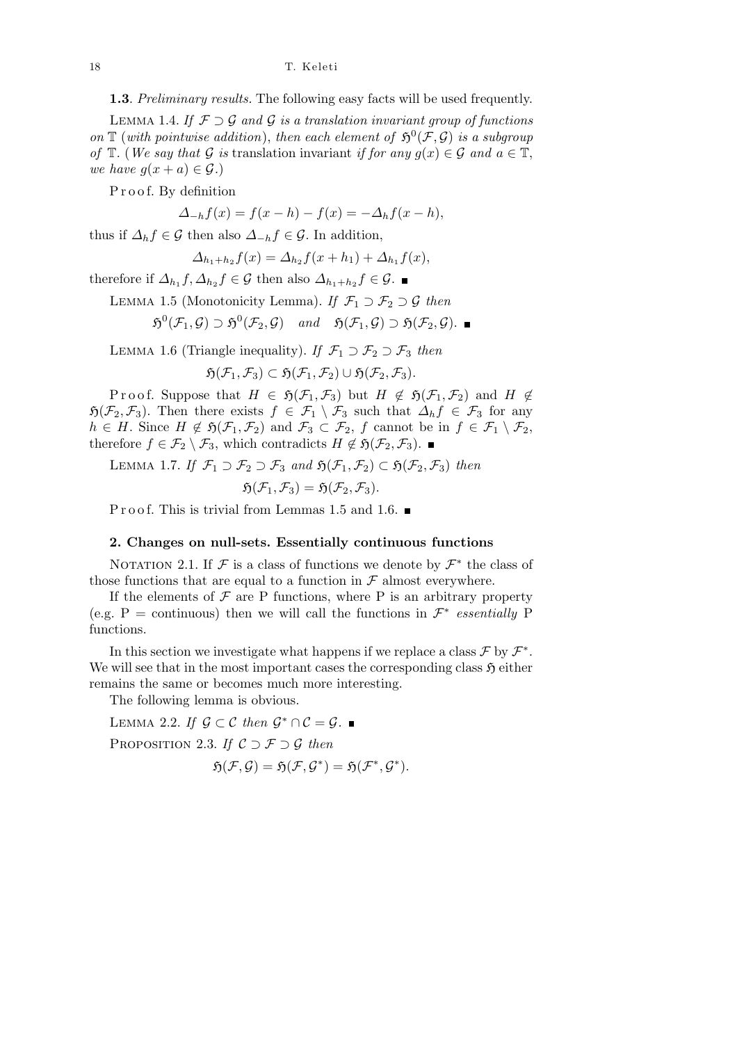**1.3**. *Preliminary results.* The following easy facts will be used frequently.

Lemma 1.4. *If $\mathcal{F} \supset \mathcal{G}$ and $\mathcal{G}$ is a translation invariant group of functions on $\mathbb{T}$ (with pointwise addition), then each element of $\mathfrak{H}^0(\mathcal{F},\mathcal{G})$ is a subgroup of $\mathbb{T}$. (We say that $\mathcal{G}$ is* translation invariant *if for any $g(x) \in \mathcal{G}$ and $a \in \mathbb{T}$, we have $g(x+a) \in \mathcal{G}$.)*

Proof. By definition

$$\Delta_{-h} f(x) = f(x-h) - f(x) = -\Delta_h f(x-h),$$

thus if $\Delta_h f \in \mathcal{G}$ then also $\Delta_{-h} f \in \mathcal{G}$. In addition,

$$\Delta_{h_1+h_2} f(x) = \Delta_{h_2} f(x+h_1) + \Delta_{h_1} f(x),$$

therefore if $\Delta_{h_1} f, \Delta_{h_2} f \in \mathcal{G}$ then also $\Delta_{h_1+h_2} f \in \mathcal{G}$. ■

Lemma 1.5 (Monotonicity Lemma). *If $\mathcal{F}_1 \supset \mathcal{F}_2 \supset \mathcal{G}$ then*

$$\mathfrak{H}^0(\mathcal{F}_1,\mathcal{G}) \supset \mathfrak{H}^0(\mathcal{F}_2,\mathcal{G}) \quad \textit{and} \quad \mathfrak{H}(\mathcal{F}_1,\mathcal{G}) \supset \mathfrak{H}(\mathcal{F}_2,\mathcal{G}). \ ■$$

Lemma 1.6 (Triangle inequality). *If $\mathcal{F}_1 \supset \mathcal{F}_2 \supset \mathcal{F}_3$ then*

$$\mathfrak{H}(\mathcal{F}_1,\mathcal{F}_3) \subset \mathfrak{H}(\mathcal{F}_1,\mathcal{F}_2) \cup \mathfrak{H}(\mathcal{F}_2,\mathcal{F}_3).$$

Proof. Suppose that $H \in \mathfrak{H}(\mathcal{F}_1,\mathcal{F}_3)$ but $H \notin \mathfrak{H}(\mathcal{F}_1,\mathcal{F}_2)$ and $H \notin \mathfrak{H}(\mathcal{F}_2,\mathcal{F}_3)$. Then there exists $f \in \mathcal{F}_1 \setminus \mathcal{F}_3$ such that $\Delta_h f \in \mathcal{F}_3$ for any $h \in H$. Since $H \notin \mathfrak{H}(\mathcal{F}_1,\mathcal{F}_2)$ and $\mathcal{F}_3 \subset \mathcal{F}_2$, $f$ cannot be in $f \in \mathcal{F}_1 \setminus \mathcal{F}_2$, therefore $f \in \mathcal{F}_2 \setminus \mathcal{F}_3$, which contradicts $H \notin \mathfrak{H}(\mathcal{F}_2,\mathcal{F}_3)$. ■

Lemma 1.7. *If $\mathcal{F}_1 \supset \mathcal{F}_2 \supset \mathcal{F}_3$ and $\mathfrak{H}(\mathcal{F}_1,\mathcal{F}_2) \subset \mathfrak{H}(\mathcal{F}_2,\mathcal{F}_3)$ then*

$$\mathfrak{H}(\mathcal{F}_1,\mathcal{F}_3) = \mathfrak{H}(\mathcal{F}_2,\mathcal{F}_3).$$

Proof. This is trivial from Lemmas 1.5 and 1.6. ■

## 2. Changes on null-sets. Essentially continuous functions

Notation 2.1. If $\mathcal{F}$ is a class of functions we denote by $\mathcal{F}^*$ the class of those functions that are equal to a function in $\mathcal{F}$ almost everywhere.

If the elements of $\mathcal{F}$ are P functions, where P is an arbitrary property (e.g. P = continuous) then we will call the functions in $\mathcal{F}^*$ *essentially* P functions.

In this section we investigate what happens if we replace a class $\mathcal{F}$ by $\mathcal{F}^*$. We will see that in the most important cases the corresponding class $\mathfrak{H}$ either remains the same or becomes much more interesting.

The following lemma is obvious.

Lemma 2.2. *If $\mathcal{G} \subset \mathcal{C}$ then $\mathcal{G}^* \cap \mathcal{C} = \mathcal{G}$.* ■

Proposition 2.3. *If $\mathcal{C} \supset \mathcal{F} \supset \mathcal{G}$ then*

$$\mathfrak{H}(\mathcal{F},\mathcal{G}) = \mathfrak{H}(\mathcal{F},\mathcal{G}^*) = \mathfrak{H}(\mathcal{F}^*,\mathcal{G}^*).$$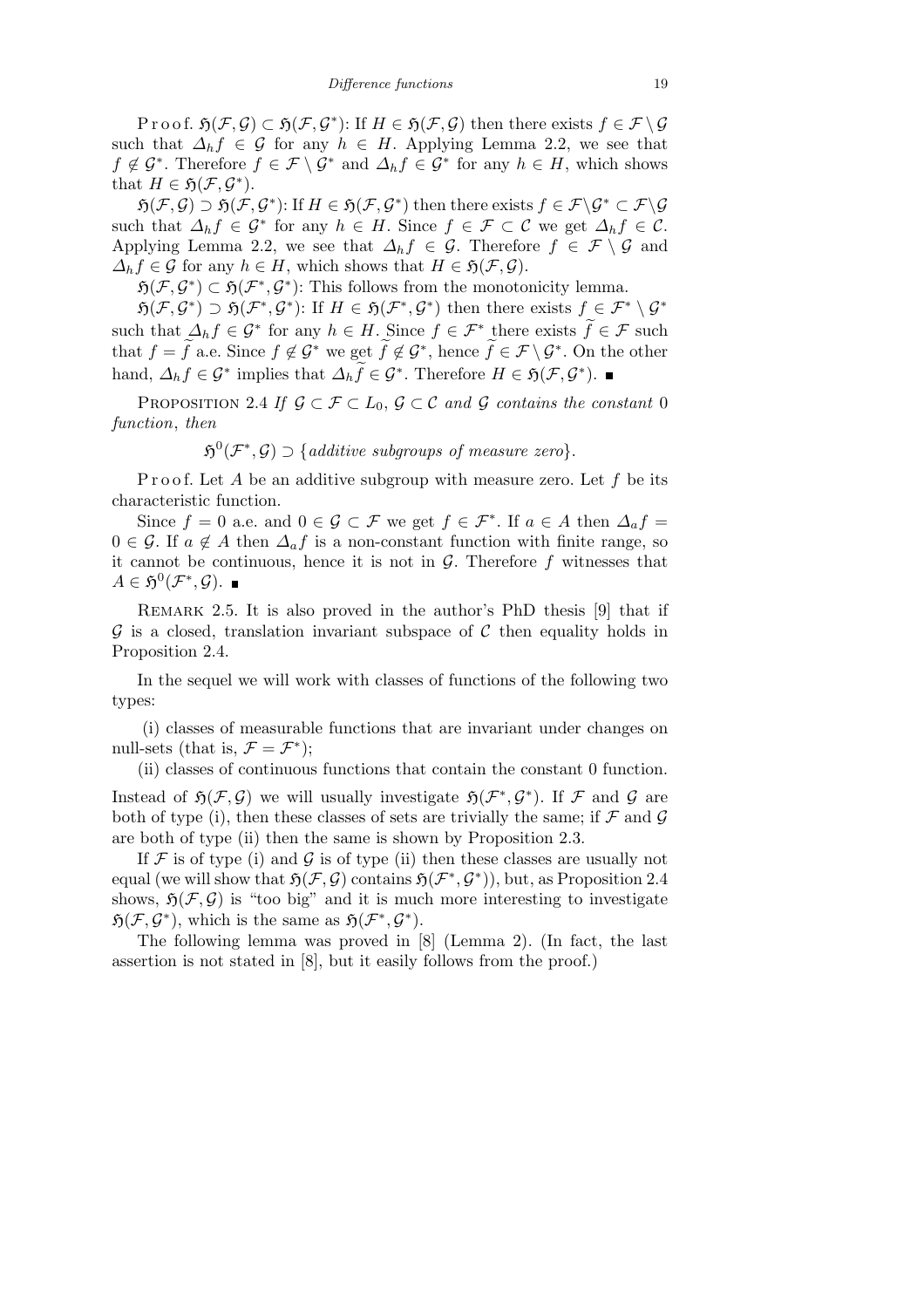Proof. $\mathfrak{H}(\mathcal{F},\mathcal{G}) \subset \mathfrak{H}(\mathcal{F},\mathcal{G}^*)$: If $H \in \mathfrak{H}(\mathcal{F},\mathcal{G})$ then there exists $f \in \mathcal{F} \setminus \mathcal{G}$ such that $\Delta_h f \in \mathcal{G}$ for any $h \in H$. Applying Lemma 2.2, we see that $f \notin \mathcal{G}^*$. Therefore $f \in \mathcal{F} \setminus \mathcal{G}^*$ and $\Delta_h f \in \mathcal{G}^*$ for any $h \in H$, which shows that $H \in \mathfrak{H}(\mathcal{F},\mathcal{G}^*)$.

$\mathfrak{H}(\mathcal{F},\mathcal{G}) \supset \mathfrak{H}(\mathcal{F},\mathcal{G}^*)$: If $H \in \mathfrak{H}(\mathcal{F},\mathcal{G}^*)$ then there exists $f \in \mathcal{F} \setminus \mathcal{G}^* \subset \mathcal{F} \setminus \mathcal{G}$ such that $\Delta_h f \in \mathcal{G}^*$ for any $h \in H$. Since $f \in \mathcal{F} \subset \mathcal{C}$ we get $\Delta_h f \in \mathcal{C}$. Applying Lemma 2.2, we see that $\Delta_h f \in \mathcal{G}$. Therefore $f \in \mathcal{F} \setminus \mathcal{G}$ and $\Delta_h f \in \mathcal{G}$ for any $h \in H$, which shows that $H \in \mathfrak{H}(\mathcal{F},\mathcal{G})$.

$\mathfrak{H}(\mathcal{F},\mathcal{G}^*) \subset \mathfrak{H}(\mathcal{F}^*,\mathcal{G}^*)$: This follows from the monotonicity lemma.

$\mathfrak{H}(\mathcal{F},\mathcal{G}^*) \supset \mathfrak{H}(\mathcal{F}^*,\mathcal{G}^*)$: If $H \in \mathfrak{H}(\mathcal{F}^*,\mathcal{G}^*)$ then there exists $f \in \mathcal{F}^* \setminus \mathcal{G}^*$ such that $\Delta_h f \in \mathcal{G}^*$ for any $h \in H$. Since $f \in \mathcal{F}^*$ there exists $\widetilde{f} \in \mathcal{F}$ such that $f = \widetilde{f}$ a.e. Since $f \notin \mathcal{G}^*$ we get $\widetilde{f} \notin \mathcal{G}^*$, hence $\widetilde{f} \in \mathcal{F} \setminus \mathcal{G}^*$. On the other hand, $\Delta_h f \in \mathcal{G}^*$ implies that $\Delta_h \widetilde{f} \in \mathcal{G}^*$. Therefore $H \in \mathfrak{H}(\mathcal{F},\mathcal{G}^*)$. ∎

PROPOSITION 2.4 *If $\mathcal{G} \subset \mathcal{F} \subset L_0$, $\mathcal{G} \subset \mathcal{C}$ and $\mathcal{G}$ contains the constant* 0 *function*, *then*

$$\mathfrak{H}^0(\mathcal{F}^*,\mathcal{G}) \supset \{\textit{additive subgroups of measure zero}\}.$$

Proof. Let $A$ be an additive subgroup with measure zero. Let $f$ be its characteristic function.

Since $f = 0$ a.e. and $0 \in \mathcal{G} \subset \mathcal{F}$ we get $f \in \mathcal{F}^*$. If $a \in A$ then $\Delta_a f = 0 \in \mathcal{G}$. If $a \notin A$ then $\Delta_a f$ is a non-constant function with finite range, so it cannot be continuous, hence it is not in $\mathcal{G}$. Therefore $f$ witnesses that $A \in \mathfrak{H}^0(\mathcal{F}^*,\mathcal{G})$. ∎

REMARK 2.5. It is also proved in the author's PhD thesis [9] that if $\mathcal{G}$ is a closed, translation invariant subspace of $\mathcal{C}$ then equality holds in Proposition 2.4.

In the sequel we will work with classes of functions of the following two types:

(i) classes of measurable functions that are invariant under changes on null-sets (that is, $\mathcal{F} = \mathcal{F}^*$);

(ii) classes of continuous functions that contain the constant 0 function.

Instead of $\mathfrak{H}(\mathcal{F},\mathcal{G})$ we will usually investigate $\mathfrak{H}(\mathcal{F}^*,\mathcal{G}^*)$. If $\mathcal{F}$ and $\mathcal{G}$ are both of type (i), then these classes of sets are trivially the same; if $\mathcal{F}$ and $\mathcal{G}$ are both of type (ii) then the same is shown by Proposition 2.3.

If $\mathcal{F}$ is of type (i) and $\mathcal{G}$ is of type (ii) then these classes are usually not equal (we will show that $\mathfrak{H}(\mathcal{F},\mathcal{G})$ contains $\mathfrak{H}(\mathcal{F}^*,\mathcal{G}^*)$), but, as Proposition 2.4 shows, $\mathfrak{H}(\mathcal{F},\mathcal{G})$ is "too big" and it is much more interesting to investigate $\mathfrak{H}(\mathcal{F},\mathcal{G}^*)$, which is the same as $\mathfrak{H}(\mathcal{F}^*,\mathcal{G}^*)$.

The following lemma was proved in [8] (Lemma 2). (In fact, the last assertion is not stated in [8], but it easily follows from the proof.)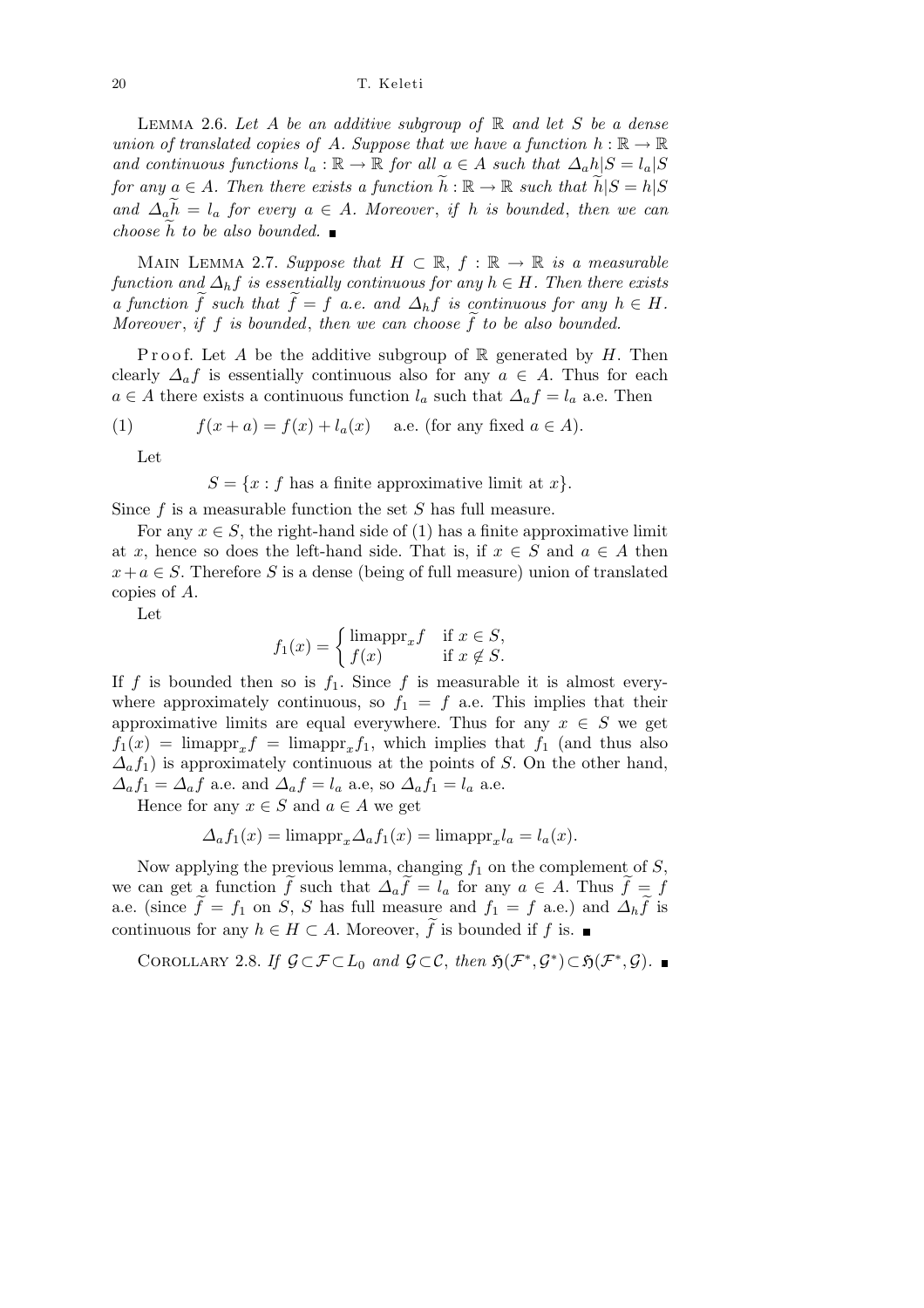LEMMA 2.6. *Let $A$ be an additive subgroup of $\mathbb{R}$ and let $S$ be a dense union of translated copies of $A$. Suppose that we have a function $h : \mathbb{R} \to \mathbb{R}$ and continuous functions $l_a : \mathbb{R} \to \mathbb{R}$ for all $a \in A$ such that $\Delta_a h|S = l_a|S$ for any $a \in A$. Then there exists a function $\widetilde{h} : \mathbb{R} \to \mathbb{R}$ such that $\widetilde{h}|S = h|S$ and $\Delta_a \widetilde{h} = l_a$ for every $a \in A$. Moreover, if $h$ is bounded, then we can choose $\widetilde{h}$ to be also bounded.* ∎

MAIN LEMMA 2.7. *Suppose that $H \subset \mathbb{R}$, $f : \mathbb{R} \to \mathbb{R}$ is a measurable function and $\Delta_h f$ is essentially continuous for any $h \in H$. Then there exists a function $\widetilde{f}$ such that $\widetilde{f} = f$ a.e. and $\Delta_h \widetilde{f}$ is continuous for any $h \in H$. Moreover, if $f$ is bounded, then we can choose $\widetilde{f}$ to be also bounded.*

Proof. Let $A$ be the additive subgroup of $\mathbb{R}$ generated by $H$. Then clearly $\Delta_a f$ is essentially continuous also for any $a \in A$. Thus for each $a \in A$ there exists a continuous function $l_a$ such that $\Delta_a f = l_a$ a.e. Then

$$f(x + a) = f(x) + l_a(x) \quad \text{a.e. (for any fixed } a \in A). \tag{1}$$

Let

$$S = \{x : f \text{ has a finite approximative limit at } x\}.$$

Since $f$ is a measurable function the set $S$ has full measure.

For any $x \in S$, the right-hand side of (1) has a finite approximative limit at $x$, hence so does the left-hand side. That is, if $x \in S$ and $a \in A$ then $x + a \in S$. Therefore $S$ is a dense (being of full measure) union of translated copies of $A$.

Let

$$f_1(x) = \begin{cases} \operatorname{limappr}_x f & \text{if } x \in S, \\ f(x) & \text{if } x \notin S. \end{cases}$$

If $f$ is bounded then so is $f_1$. Since $f$ is measurable it is almost everywhere approximately continuous, so $f_1 = f$ a.e. This implies that their approximative limits are equal everywhere. Thus for any $x \in S$ we get $f_1(x) = \operatorname{limappr}_x f = \operatorname{limappr}_x f_1$, which implies that $f_1$ (and thus also $\Delta_a f_1$) is approximately continuous at the points of $S$. On the other hand, $\Delta_a f_1 = \Delta_a f$ a.e. and $\Delta_a f = l_a$ a.e, so $\Delta_a f_1 = l_a$ a.e.

Hence for any $x \in S$ and $a \in A$ we get

$$\Delta_a f_1(x) = \operatorname{limappr}_x \Delta_a f_1(x) = \operatorname{limappr}_x l_a = l_a(x).$$

Now applying the previous lemma, changing $f_1$ on the complement of $S$, we can get a function $\widetilde{f}$ such that $\Delta_a \widetilde{f} = l_a$ for any $a \in A$. Thus $\widetilde{f} = f$ a.e. (since $\widetilde{f} = f_1$ on $S$, $S$ has full measure and $f_1 = f$ a.e.) and $\Delta_h \widetilde{f}$ is continuous for any $h \in H \subset A$. Moreover, $\widetilde{f}$ is bounded if $f$ is. ∎

COROLLARY 2.8. *If $\mathcal{G} \subset \mathcal{F} \subset L_0$ and $\mathcal{G} \subset \mathcal{C}$, then $\mathfrak{H}(\mathcal{F}^*, \mathcal{G}^*) \subset \mathfrak{H}(\mathcal{F}^*, \mathcal{G})$.* ∎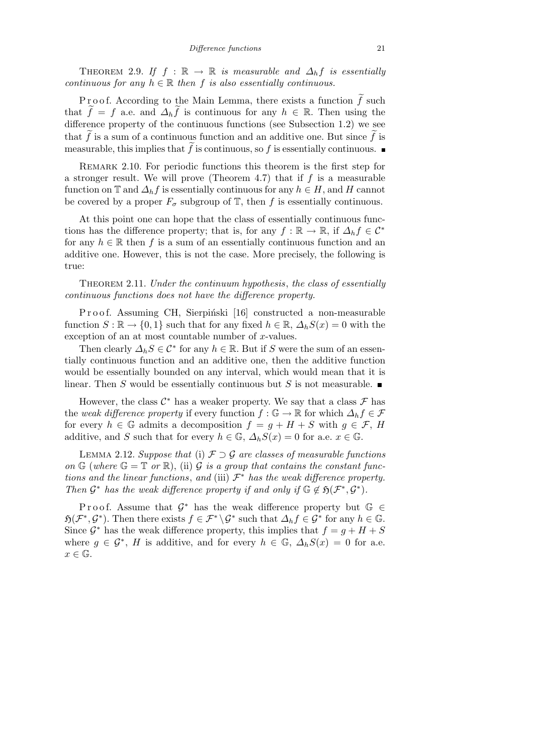THEOREM 2.9. *If $f : \mathbb{R} \to \mathbb{R}$ is measurable and $\Delta_h f$ is essentially continuous for any $h \in \mathbb{R}$ then $f$ is also essentially continuous.*

Proof. According to the Main Lemma, there exists a function $\widetilde{f}$ such that $\widetilde{f} = f$ a.e. and $\Delta_h \widetilde{f}$ is continuous for any $h \in \mathbb{R}$. Then using the difference property of the continuous functions (see Subsection 1.2) we see that $\widetilde{f}$ is a sum of a continuous function and an additive one. But since $\widetilde{f}$ is measurable, this implies that $\widetilde{f}$ is continuous, so $f$ is essentially continuous. ∎

REMARK 2.10. For periodic functions this theorem is the first step for a stronger result. We will prove (Theorem 4.7) that if $f$ is a measurable function on $\mathbb{T}$ and $\Delta_h f$ is essentially continuous for any $h \in H$, and $H$ cannot be covered by a proper $F_\sigma$ subgroup of $\mathbb{T}$, then $f$ is essentially continuous.

At this point one can hope that the class of essentially continuous functions has the difference property; that is, for any $f : \mathbb{R} \to \mathbb{R}$, if $\Delta_h f \in \mathcal{C}^*$ for any $h \in \mathbb{R}$ then $f$ is a sum of an essentially continuous function and an additive one. However, this is not the case. More precisely, the following is true:

THEOREM 2.11. *Under the continuum hypothesis, the class of essentially continuous functions does not have the difference property.*

Proof. Assuming CH, Sierpiński [16] constructed a non-measurable function $S : \mathbb{R} \to \{0, 1\}$ such that for any fixed $h \in \mathbb{R}$, $\Delta_h S(x) = 0$ with the exception of an at most countable number of $x$-values.

Then clearly $\Delta_h S \in \mathcal{C}^*$ for any $h \in \mathbb{R}$. But if $S$ were the sum of an essentially continuous function and an additive one, then the additive function would be essentially bounded on any interval, which would mean that it is linear. Then $S$ would be essentially continuous but $S$ is not measurable. ∎

However, the class $\mathcal{C}^*$ has a weaker property. We say that a class $\mathcal{F}$ has the *weak difference property* if every function $f : \mathbb{G} \to \mathbb{R}$ for which $\Delta_h f \in \mathcal{F}$ for every $h \in \mathbb{G}$ admits a decomposition $f = g + H + S$ with $g \in \mathcal{F}$, $H$ additive, and $S$ such that for every $h \in \mathbb{G}$, $\Delta_h S(x) = 0$ for a.e. $x \in \mathbb{G}$.

LEMMA 2.12. *Suppose that* (i) *$\mathcal{F} \supset \mathcal{G}$ are classes of measurable functions on $\mathbb{G}$ (where $\mathbb{G} = \mathbb{T}$ or $\mathbb{R}$),* (ii) *$\mathcal{G}$ is a group that contains the constant functions and the linear functions, and* (iii) *$\mathcal{F}^*$ has the weak difference property. Then $\mathcal{G}^*$ has the weak difference property if and only if $\mathbb{G} \notin \mathfrak{H}(\mathcal{F}^*, \mathcal{G}^*)$.*

Proof. Assume that $\mathcal{G}^*$ has the weak difference property but $\mathbb{G} \in \mathfrak{H}(\mathcal{F}^*, \mathcal{G}^*)$. Then there exists $f \in \mathcal{F}^* \setminus \mathcal{G}^*$ such that $\Delta_h f \in \mathcal{G}^*$ for any $h \in \mathbb{G}$. Since $\mathcal{G}^*$ has the weak difference property, this implies that $f = g + H + S$ where $g \in \mathcal{G}^*$, $H$ is additive, and for every $h \in \mathbb{G}$, $\Delta_h S(x) = 0$ for a.e. $x \in \mathbb{G}$.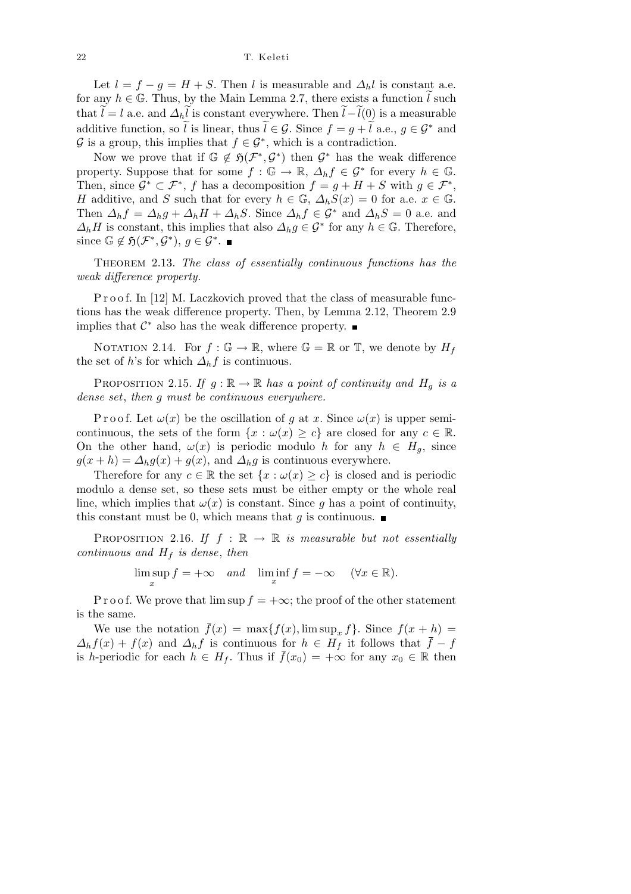Let $l = f - g = H + S$. Then $l$ is measurable and $\Delta_h l$ is constant a.e. for any $h \in \mathbb{G}$. Thus, by the Main Lemma 2.7, there exists a function $\widetilde{l}$ such that $\widetilde{l} = l$ a.e. and $\Delta_h \widetilde{l}$ is constant everywhere. Then $\widetilde{l} - \widetilde{l}(0)$ is a measurable additive function, so $\widetilde{l}$ is linear, thus $\widetilde{l} \in \mathcal{G}$. Since $f = g + \widetilde{l}$ a.e., $g \in \mathcal{G}^*$ and $\mathcal{G}$ is a group, this implies that $f \in \mathcal{G}^*$, which is a contradiction.

Now we prove that if $\mathbb{G} \notin \mathfrak{H}(\mathcal{F}^*, \mathcal{G}^*)$ then $\mathcal{G}^*$ has the weak difference property. Suppose that for some $f : \mathbb{G} \to \mathbb{R}$, $\Delta_h f \in \mathcal{G}^*$ for every $h \in \mathbb{G}$. Then, since $\mathcal{G}^* \subset \mathcal{F}^*$, $f$ has a decomposition $f = g + H + S$ with $g \in \mathcal{F}^*$, $H$ additive, and $S$ such that for every $h \in \mathbb{G}$, $\Delta_h S(x) = 0$ for a.e. $x \in \mathbb{G}$. Then $\Delta_h f = \Delta_h g + \Delta_h H + \Delta_h S$. Since $\Delta_h f \in \mathcal{G}^*$ and $\Delta_h S = 0$ a.e. and $\Delta_h H$ is constant, this implies that also $\Delta_h g \in \mathcal{G}^*$ for any $h \in \mathbb{G}$. Therefore, since $\mathbb{G} \notin \mathfrak{H}(\mathcal{F}^*, \mathcal{G}^*)$, $g \in \mathcal{G}^*$. ∎

Theorem 2.13. *The class of essentially continuous functions has the weak difference property.*

Proof. In [12] M. Laczkovich proved that the class of measurable functions has the weak difference property. Then, by Lemma 2.12, Theorem 2.9 implies that $\mathcal{C}^*$ also has the weak difference property. ∎

Notation 2.14. For $f : \mathbb{G} \to \mathbb{R}$, where $\mathbb{G} = \mathbb{R}$ or $\mathbb{T}$, we denote by $H_f$ the set of $h$'s for which $\Delta_h f$ is continuous.

Proposition 2.15. *If $g : \mathbb{R} \to \mathbb{R}$ has a point of continuity and $H_g$ is a dense set, then $g$ must be continuous everywhere.*

Proof. Let $\omega(x)$ be the oscillation of $g$ at $x$. Since $\omega(x)$ is upper semicontinuous, the sets of the form $\{x : \omega(x) \geq c\}$ are closed for any $c \in \mathbb{R}$. On the other hand, $\omega(x)$ is periodic modulo $h$ for any $h \in H_g$, since $g(x + h) = \Delta_h g(x) + g(x)$, and $\Delta_h g$ is continuous everywhere.

Therefore for any $c \in \mathbb{R}$ the set $\{x : \omega(x) \geq c\}$ is closed and is periodic modulo a dense set, so these sets must be either empty or the whole real line, which implies that $\omega(x)$ is constant. Since $g$ has a point of continuity, this constant must be 0, which means that $g$ is continuous. ∎

Proposition 2.16. *If $f : \mathbb{R} \to \mathbb{R}$ is measurable but not essentially continuous and $H_f$ is dense, then*

$$\limsup_x f = +\infty \quad \textit{and} \quad \liminf_x f = -\infty \quad (\forall x \in \mathbb{R}).$$

Proof. We prove that $\limsup f = +\infty$; the proof of the other statement is the same.

We use the notation $\overline{f}(x) = \max\{f(x), \limsup_x f\}$. Since $f(x+h) = \Delta_h f(x) + f(x)$ and $\Delta_h f$ is continuous for $h \in H_f$ it follows that $\overline{f} - f$ is $h$-periodic for each $h \in H_f$. Thus if $\overline{f}(x_0) = +\infty$ for any $x_0 \in \mathbb{R}$ then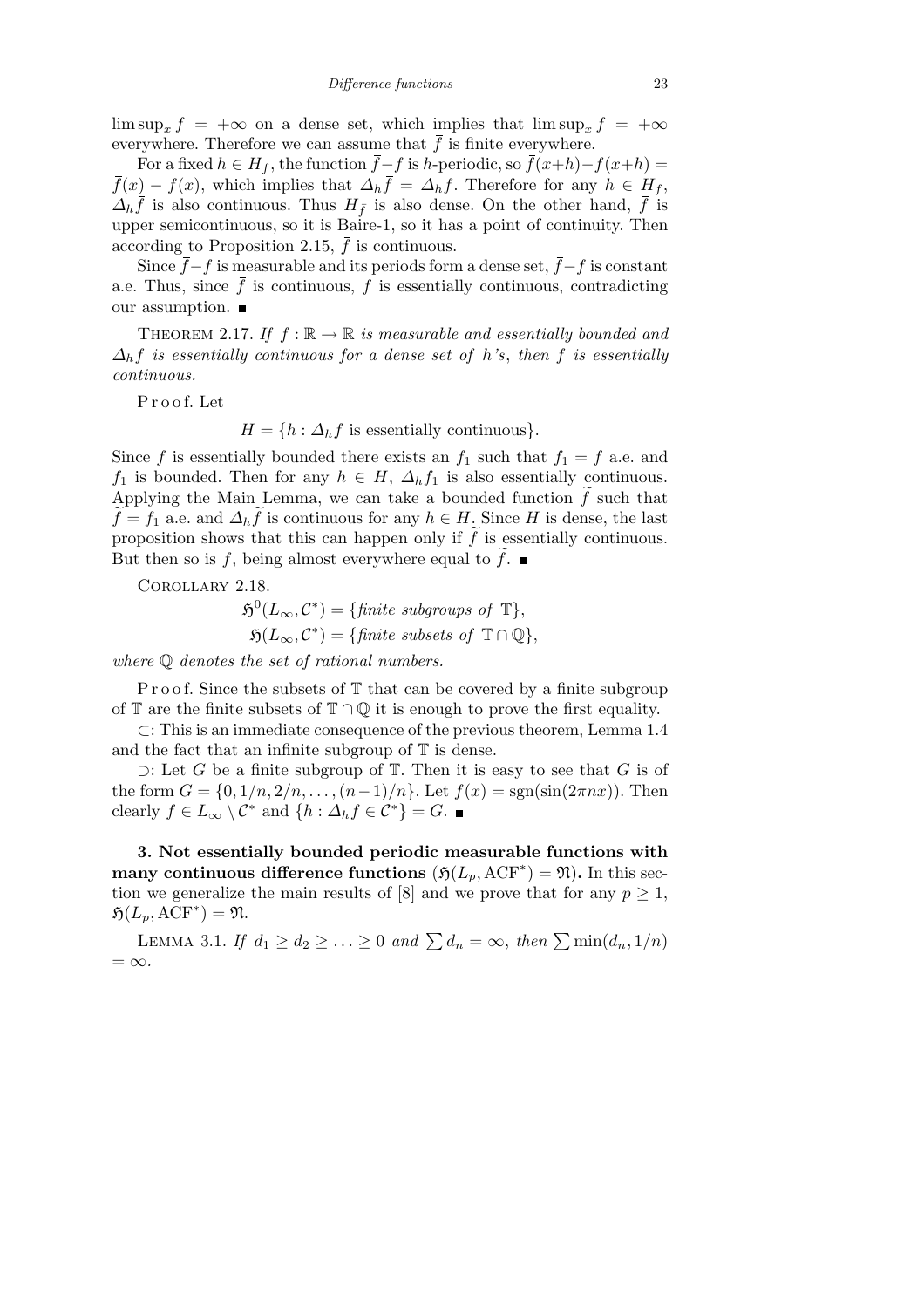$\limsup_x f = +\infty$ on a dense set, which implies that $\limsup_x f = +\infty$ everywhere. Therefore we can assume that $\overline{f}$ is finite everywhere.

For a fixed $h \in H_f$, the function $\overline{f} - f$ is $h$-periodic, so $\overline{f}(x+h) - f(x+h) = \overline{f}(x) - f(x)$, which implies that $\Delta_h \overline{f} = \Delta_h f$. Therefore for any $h \in H_f$, $\Delta_h \overline{f}$ is also continuous. Thus $H_{\overline{f}}$ is also dense. On the other hand, $\overline{f}$ is upper semicontinuous, so it is Baire-1, so it has a point of continuity. Then according to Proposition 2.15, $\overline{f}$ is continuous.

Since $\overline{f} - f$ is measurable and its periods form a dense set, $\overline{f} - f$ is constant a.e. Thus, since $\overline{f}$ is continuous, $f$ is essentially continuous, contradicting our assumption. ∎

THEOREM 2.17. *If $f : \mathbb{R} \to \mathbb{R}$ is measurable and essentially bounded and $\Delta_h f$ is essentially continuous for a dense set of $h$'s, then $f$ is essentially continuous.*

Proof. Let

$$H = \{h : \Delta_h f \text{ is essentially continuous}\}.$$

Since $f$ is essentially bounded there exists an $f_1$ such that $f_1 = f$ a.e. and $f_1$ is bounded. Then for any $h \in H$, $\Delta_h f_1$ is also essentially continuous. Applying the Main Lemma, we can take a bounded function $\widetilde{f}$ such that $\widetilde{f} = f_1$ a.e. and $\Delta_h \widetilde{f}$ is continuous for any $h \in H$. Since $H$ is dense, the last proposition shows that this can happen only if $\widetilde{f}$ is essentially continuous. But then so is $f$, being almost everywhere equal to $\widetilde{f}$. ∎

COROLLARY 2.18.

$$\mathfrak{H}^0(L_\infty, \mathcal{C}^*) = \{\textit{finite subgroups of } \mathbb{T}\},$$
$$\mathfrak{H}(L_\infty, \mathcal{C}^*) = \{\textit{finite subsets of } \mathbb{T} \cap \mathbb{Q}\},$$

*where $\mathbb{Q}$ denotes the set of rational numbers.*

Proof. Since the subsets of $\mathbb{T}$ that can be covered by a finite subgroup of $\mathbb{T}$ are the finite subsets of $\mathbb{T} \cap \mathbb{Q}$ it is enough to prove the first equality.

$\subset$: This is an immediate consequence of the previous theorem, Lemma 1.4 and the fact that an infinite subgroup of $\mathbb{T}$ is dense.

$\supset$: Let $G$ be a finite subgroup of $\mathbb{T}$. Then it is easy to see that $G$ is of the form $G = \{0, 1/n, 2/n, \ldots, (n-1)/n\}$. Let $f(x) = \operatorname{sgn}(\sin(2\pi n x))$. Then clearly $f \in L_\infty \setminus \mathcal{C}^*$ and $\{h : \Delta_h f \in \mathcal{C}^*\} = G$. ∎

**3. Not essentially bounded periodic measurable functions with many continuous difference functions ($\mathfrak{H}(L_p, \mathrm{ACF}^*) = \mathfrak{N}$).** In this section we generalize the main results of [8] and we prove that for any $p \geq 1$, $\mathfrak{H}(L_p, \mathrm{ACF}^*) = \mathfrak{N}$.

LEMMA 3.1. *If $d_1 \geq d_2 \geq \ldots \geq 0$ and $\sum d_n = \infty$, then $\sum \min(d_n, 1/n) = \infty$.*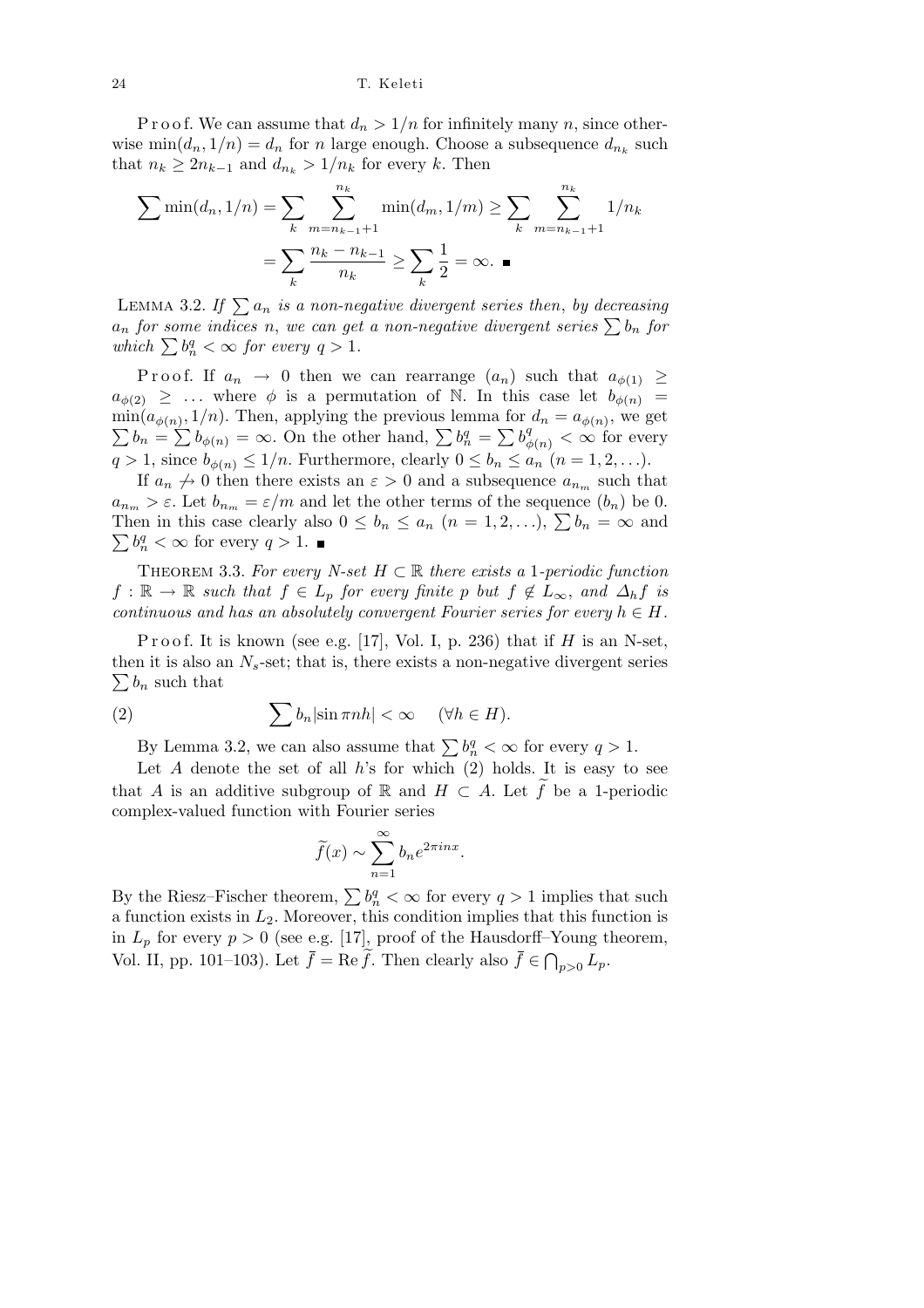Proof. We can assume that $d_n > 1/n$ for infinitely many $n$, since otherwise $\min(d_n, 1/n) = d_n$ for $n$ large enough. Choose a subsequence $d_{n_k}$ such that $n_k \ge 2n_{k-1}$ and $d_{n_k} > 1/n_k$ for every $k$. Then

$$\sum \min(d_n, 1/n) = \sum_k \sum_{m=n_{k-1}+1}^{n_k} \min(d_m, 1/m) \ge \sum_k \sum_{m=n_{k-1}+1}^{n_k} 1/n_k$$
$$= \sum_k \frac{n_k - n_{k-1}}{n_k} \ge \sum_k \frac{1}{2} = \infty. \blacksquare$$

LEMMA 3.2. *If $\sum a_n$ is a non-negative divergent series then, by decreasing $a_n$ for some indices $n$, we can get a non-negative divergent series $\sum b_n$ for which $\sum b_n^q < \infty$ for every $q > 1$.*

Proof. If $a_n \to 0$ then we can rearrange $(a_n)$ such that $a_{\phi(1)} \ge a_{\phi(2)} \ge \ldots$ where $\phi$ is a permutation of $\mathbb{N}$. In this case let $b_{\phi(n)} = \min(a_{\phi(n)}, 1/n)$. Then, applying the previous lemma for $d_n = a_{\phi(n)}$, we get $\sum b_n = \sum b_{\phi(n)} = \infty$. On the other hand, $\sum b_n^q = \sum b_{\phi(n)}^q < \infty$ for every $q > 1$, since $b_{\phi(n)} \le 1/n$. Furthermore, clearly $0 \le b_n \le a_n$ $(n = 1, 2, \ldots)$.

If $a_n \not\to 0$ then there exists an $\varepsilon > 0$ and a subsequence $a_{n_m}$ such that $a_{n_m} > \varepsilon$. Let $b_{n_m} = \varepsilon/m$ and let the other terms of the sequence $(b_n)$ be 0. Then in this case clearly also $0 \le b_n \le a_n$ $(n = 1, 2, \ldots)$, $\sum b_n = \infty$ and $\sum b_n^q < \infty$ for every $q > 1$. $\blacksquare$

THEOREM 3.3. *For every N-set $H \subset \mathbb{R}$ there exists a 1-periodic function $f : \mathbb{R} \to \mathbb{R}$ such that $f \in L_p$ for every finite $p$ but $f \notin L_\infty$, and $\Delta_h f$ is continuous and has an absolutely convergent Fourier series for every $h \in H$.*

Proof. It is known (see e.g. [17], Vol. I, p. 236) that if $H$ is an N-set, then it is also an $N_s$-set; that is, there exists a non-negative divergent series $\sum b_n$ such that

$$\sum b_n |\sin \pi n h| < \infty \quad (\forall h \in H). \tag{2}$$

By Lemma 3.2, we can also assume that $\sum b_n^q < \infty$ for every $q > 1$.

Let $A$ denote the set of all $h$'s for which (2) holds. It is easy to see that $A$ is an additive subgroup of $\mathbb{R}$ and $H \subset A$. Let $\widetilde{f}$ be a 1-periodic complex-valued function with Fourier series

$$\widetilde{f}(x) \sim \sum_{n=1}^{\infty} b_n e^{2\pi i n x}.$$

By the Riesz–Fischer theorem, $\sum b_n^q < \infty$ for every $q > 1$ implies that such a function exists in $L_2$. Moreover, this condition implies that this function is in $L_p$ for every $p > 0$ (see e.g. [17], proof of the Hausdorff–Young theorem, Vol. II, pp. 101–103). Let $\bar{f} = \operatorname{Re} \widetilde{f}$. Then clearly also $\bar{f} \in \bigcap_{p>0} L_p$.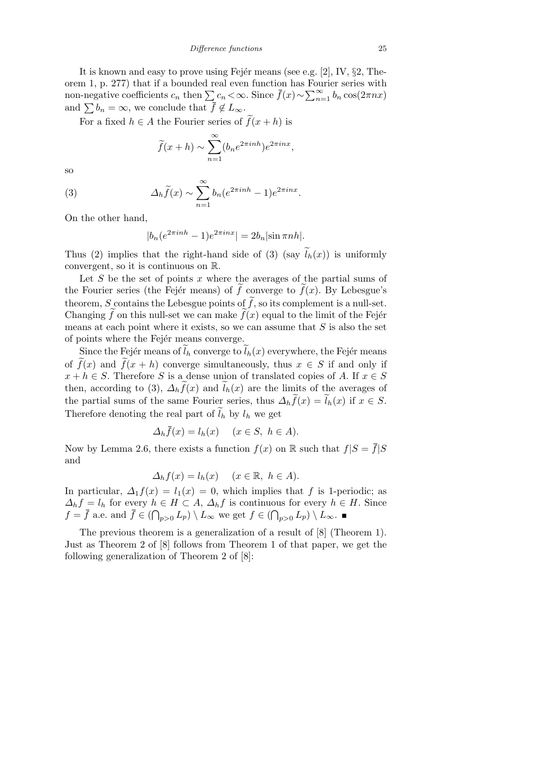It is known and easy to prove using Fejér means (see e.g. [2], IV, §2, Theorem 1, p. 277) that if a bounded real even function has Fourier series with non-negative coefficients $c_n$ then $\sum c_n < \infty$. Since $\bar{f}(x) \sim \sum_{n=1}^{\infty} b_n \cos(2\pi n x)$ and $\sum b_n = \infty$, we conclude that $\bar{f} \notin L_\infty$.

For a fixed $h \in A$ the Fourier series of $\widetilde{f}(x+h)$ is

$$\widetilde{f}(x+h) \sim \sum_{n=1}^{\infty} (b_n e^{2\pi i n h}) e^{2\pi i n x},$$

so

$$\Delta_h \widetilde{f}(x) \sim \sum_{n=1}^{\infty} b_n (e^{2\pi i n h} - 1) e^{2\pi i n x}. \tag{3}$$

On the other hand,

$$|b_n (e^{2\pi i n h} - 1) e^{2\pi i n x}| = 2 b_n |\sin \pi n h|.$$

Thus (2) implies that the right-hand side of (3) (say $\widetilde{l}_h(x)$) is uniformly convergent, so it is continuous on $\mathbb{R}$.

Let $S$ be the set of points $x$ where the averages of the partial sums of the Fourier series (the Fejér means) of $\widetilde{f}$ converge to $\widetilde{f}(x)$. By Lebesgue's theorem, $S$ contains the Lebesgue points of $\widetilde{f}$, so its complement is a null-set. Changing $\widetilde{f}$ on this null-set we can make $\widetilde{f}(x)$ equal to the limit of the Fejér means at each point where it exists, so we can assume that $S$ is also the set of points where the Fejér means converge.

Since the Fejér means of $\widetilde{l}_h$ converge to $\widetilde{l}_h(x)$ everywhere, the Fejér means of $\widetilde{f}(x)$ and $\widetilde{f}(x+h)$ converge simultaneously, thus $x \in S$ if and only if $x + h \in S$. Therefore $S$ is a dense union of translated copies of $A$. If $x \in S$ then, according to (3), $\Delta_h \widetilde{f}(x)$ and $\widetilde{l}_h(x)$ are the limits of the averages of the partial sums of the same Fourier series, thus $\Delta_h \widetilde{f}(x) = \widetilde{l}_h(x)$ if $x \in S$. Therefore denoting the real part of $\widetilde{l}_h$ by $l_h$ we get

$$\Delta_h \bar{f}(x) = l_h(x) \quad (x \in S,\ h \in A).$$

Now by Lemma 2.6, there exists a function $f(x)$ on $\mathbb{R}$ such that $f|S = \bar{f}|S$ and

$$\Delta_h f(x) = l_h(x) \quad (x \in \mathbb{R},\ h \in A).$$

In particular, $\Delta_1 f(x) = l_1(x) = 0$, which implies that $f$ is 1-periodic; as $\Delta_h f = l_h$ for every $h \in H \subset A$, $\Delta_h f$ is continuous for every $h \in H$. Since $f = \bar{f}$ a.e. and $\bar{f} \in (\bigcap_{p>0} L_p) \setminus L_\infty$ we get $f \in (\bigcap_{p>0} L_p) \setminus L_\infty$. ∎

The previous theorem is a generalization of a result of [8] (Theorem 1). Just as Theorem 2 of [8] follows from Theorem 1 of that paper, we get the following generalization of Theorem 2 of [8]: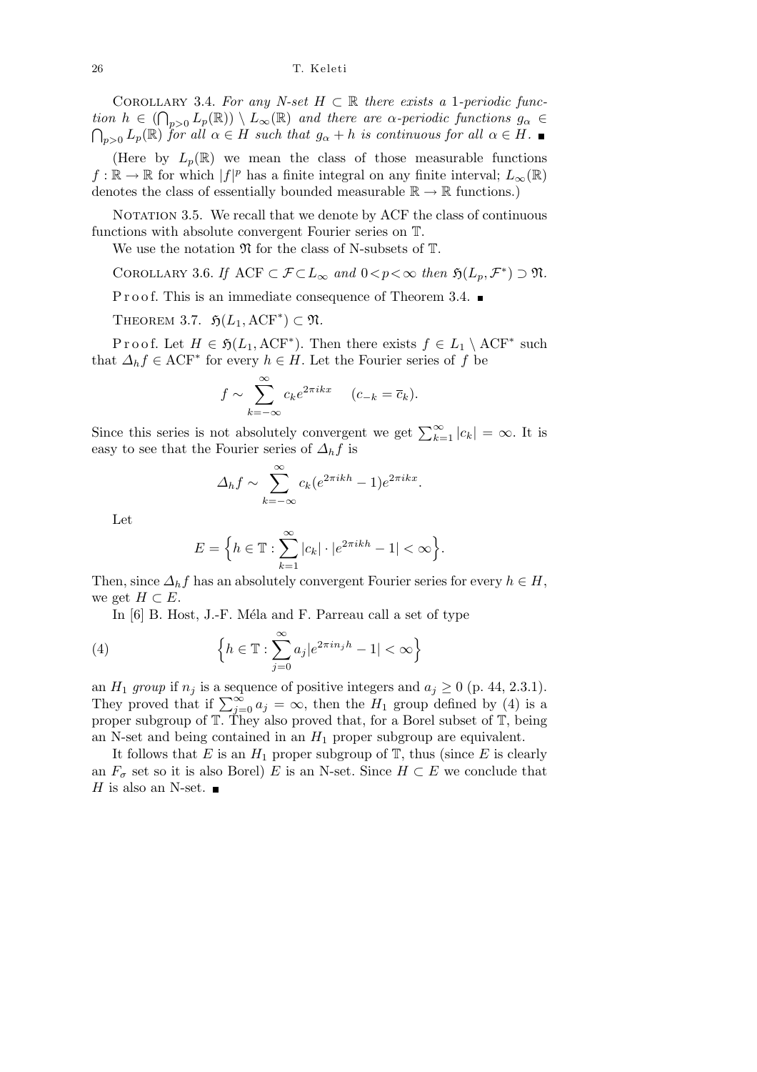COROLLARY 3.4. *For any N-set $H \subset \mathbb{R}$ there exists a* 1*-periodic function $h \in (\bigcap_{p>0} L_p(\mathbb{R})) \setminus L_\infty(\mathbb{R})$ and there are $\alpha$-periodic functions $g_\alpha \in \bigcap_{p>0} L_p(\mathbb{R})$ for all $\alpha \in H$ such that $g_\alpha + h$ is continuous for all $\alpha \in H$.* ■

(Here by $L_p(\mathbb{R})$ we mean the class of those measurable functions $f : \mathbb{R} \to \mathbb{R}$ for which $|f|^p$ has a finite integral on any finite interval; $L_\infty(\mathbb{R})$ denotes the class of essentially bounded measurable $\mathbb{R} \to \mathbb{R}$ functions.)

NOTATION 3.5. We recall that we denote by ACF the class of continuous functions with absolute convergent Fourier series on $\mathbb{T}$.

We use the notation $\mathfrak{N}$ for the class of N-subsets of $\mathbb{T}$.

COROLLARY 3.6. *If* $\mathrm{ACF} \subset \mathcal{F} \subset L_\infty$ *and* $0 < p < \infty$ *then* $\mathfrak{H}(L_p, \mathcal{F}^*) \supset \mathfrak{N}$.

Proof. This is an immediate consequence of Theorem 3.4. ■

THEOREM 3.7. $\mathfrak{H}(L_1, \mathrm{ACF}^*) \subset \mathfrak{N}$.

Proof. Let $H \in \mathfrak{H}(L_1, \mathrm{ACF}^*)$. Then there exists $f \in L_1 \setminus \mathrm{ACF}^*$ such that $\Delta_h f \in \mathrm{ACF}^*$ for every $h \in H$. Let the Fourier series of $f$ be

$$f \sim \sum_{k=-\infty}^{\infty} c_k e^{2\pi i k x} \quad (c_{-k} = \overline{c}_k).$$

Since this series is not absolutely convergent we get $\sum_{k=1}^{\infty} |c_k| = \infty$. It is easy to see that the Fourier series of $\Delta_h f$ is

$$\Delta_h f \sim \sum_{k=-\infty}^{\infty} c_k (e^{2\pi i k h} - 1) e^{2\pi i k x}.$$

Let

$$E = \Big\{ h \in \mathbb{T} : \sum_{k=1}^{\infty} |c_k| \cdot |e^{2\pi i k h} - 1| < \infty \Big\}.$$

Then, since $\Delta_h f$ has an absolutely convergent Fourier series for every $h \in H$, we get $H \subset E$.

In [6] B. Host, J.-F. Méla and F. Parreau call a set of type

$$\Big\{ h \in \mathbb{T} : \sum_{j=0}^{\infty} a_j |e^{2\pi i n_j h} - 1| < \infty \Big\} \tag{4}$$

an $H_1$ *group* if $n_j$ is a sequence of positive integers and $a_j \geq 0$ (p. 44, 2.3.1). They proved that if $\sum_{j=0}^{\infty} a_j = \infty$, then the $H_1$ group defined by (4) is a proper subgroup of $\mathbb{T}$. They also proved that, for a Borel subset of $\mathbb{T}$, being an N-set and being contained in an $H_1$ proper subgroup are equivalent.

It follows that $E$ is an $H_1$ proper subgroup of $\mathbb{T}$, thus (since $E$ is clearly an $F_\sigma$ set so it is also Borel) $E$ is an N-set. Since $H \subset E$ we conclude that $H$ is also an N-set. ■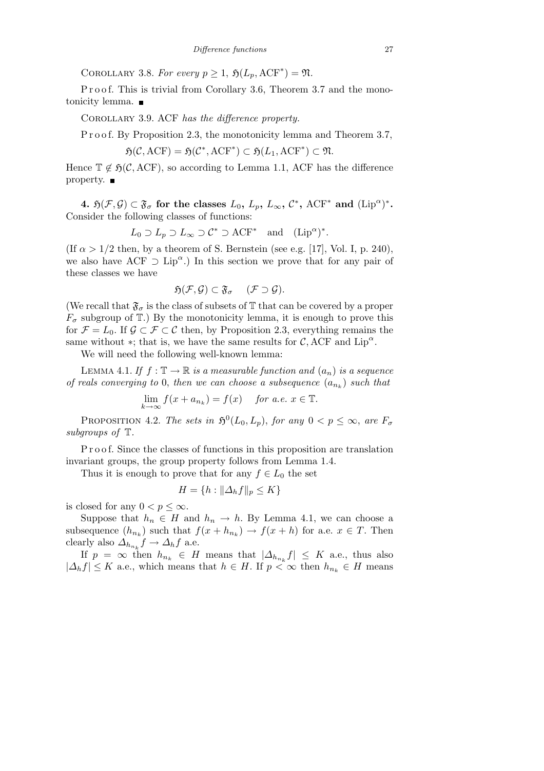Corollary 3.8. *For every $p \ge 1$, $\mathfrak{H}(L_p, \mathrm{ACF}^*) = \mathfrak{N}$.*

Proof. This is trivial from Corollary 3.6, Theorem 3.7 and the monotonicity lemma. ■

Corollary 3.9. *ACF has the difference property.*

Proof. By Proposition 2.3, the monotonicity lemma and Theorem 3.7,

$$\mathfrak{H}(\mathcal{C}, \mathrm{ACF}) = \mathfrak{H}(\mathcal{C}^*, \mathrm{ACF}^*) \subset \mathfrak{H}(L_1, \mathrm{ACF}^*) \subset \mathfrak{N}.$$

Hence $\mathbb{T} \notin \mathfrak{H}(\mathcal{C}, \mathrm{ACF})$, so according to Lemma 1.1, ACF has the difference property. ■

**4. $\mathfrak{H}(\mathcal{F}, \mathcal{G}) \subset \mathfrak{F}_\sigma$ for the classes $L_0$, $L_p$, $L_\infty$, $\mathcal{C}^*$, $\mathrm{ACF}^*$ and $(\mathrm{Lip}^\alpha)^*$.** Consider the following classes of functions:

$$L_0 \supset L_p \supset L_\infty \supset \mathcal{C}^* \supset \mathrm{ACF}^* \quad \text{and} \quad (\mathrm{Lip}^\alpha)^*.$$

(If $\alpha > 1/2$ then, by a theorem of S. Bernstein (see e.g. [17], Vol. I, p. 240), we also have $\mathrm{ACF} \supset \mathrm{Lip}^\alpha$.) In this section we prove that for any pair of these classes we have

$$\mathfrak{H}(\mathcal{F}, \mathcal{G}) \subset \mathfrak{F}_\sigma \quad (\mathcal{F} \supset \mathcal{G}).$$

(We recall that $\mathfrak{F}_\sigma$ is the class of subsets of $\mathbb{T}$ that can be covered by a proper $F_\sigma$ subgroup of $\mathbb{T}$.) By the monotonicity lemma, it is enough to prove this for $\mathcal{F} = L_0$. If $\mathcal{G} \subset \mathcal{F} \subset \mathcal{C}$ then, by Proposition 2.3, everything remains the same without $*$; that is, we have the same results for $\mathcal{C}$, ACF and $\mathrm{Lip}^\alpha$.

We will need the following well-known lemma:

Lemma 4.1. *If $f : \mathbb{T} \to \mathbb{R}$ is a measurable function and $(a_n)$ is a sequence of reals converging to $0$, then we can choose a subsequence $(a_{n_k})$ such that*

$$\lim_{k\to\infty} f(x + a_{n_k}) = f(x) \quad \textit{for a.e. } x \in \mathbb{T}.$$

Proposition 4.2. *The sets in $\mathfrak{H}^0(L_0, L_p)$, for any $0 < p \le \infty$, are $F_\sigma$ subgroups of $\mathbb{T}$.*

Proof. Since the classes of functions in this proposition are translation invariant groups, the group property follows from Lemma 1.4.

Thus it is enough to prove that for any $f \in L_0$ the set

$$H = \{h : \|\Delta_h f\|_p \le K\}$$

is closed for any $0 < p \le \infty$.

Suppose that $h_n \in H$ and $h_n \to h$. By Lemma 4.1, we can choose a subsequence $(h_{n_k})$ such that $f(x + h_{n_k}) \to f(x + h)$ for a.e. $x \in T$. Then clearly also $\Delta_{h_{n_k}} f \to \Delta_h f$ a.e.

If $p = \infty$ then $h_{n_k} \in H$ means that $|\Delta_{h_{n_k}} f| \le K$ a.e., thus also $|\Delta_h f| \le K$ a.e., which means that $h \in H$. If $p < \infty$ then $h_{n_k} \in H$ means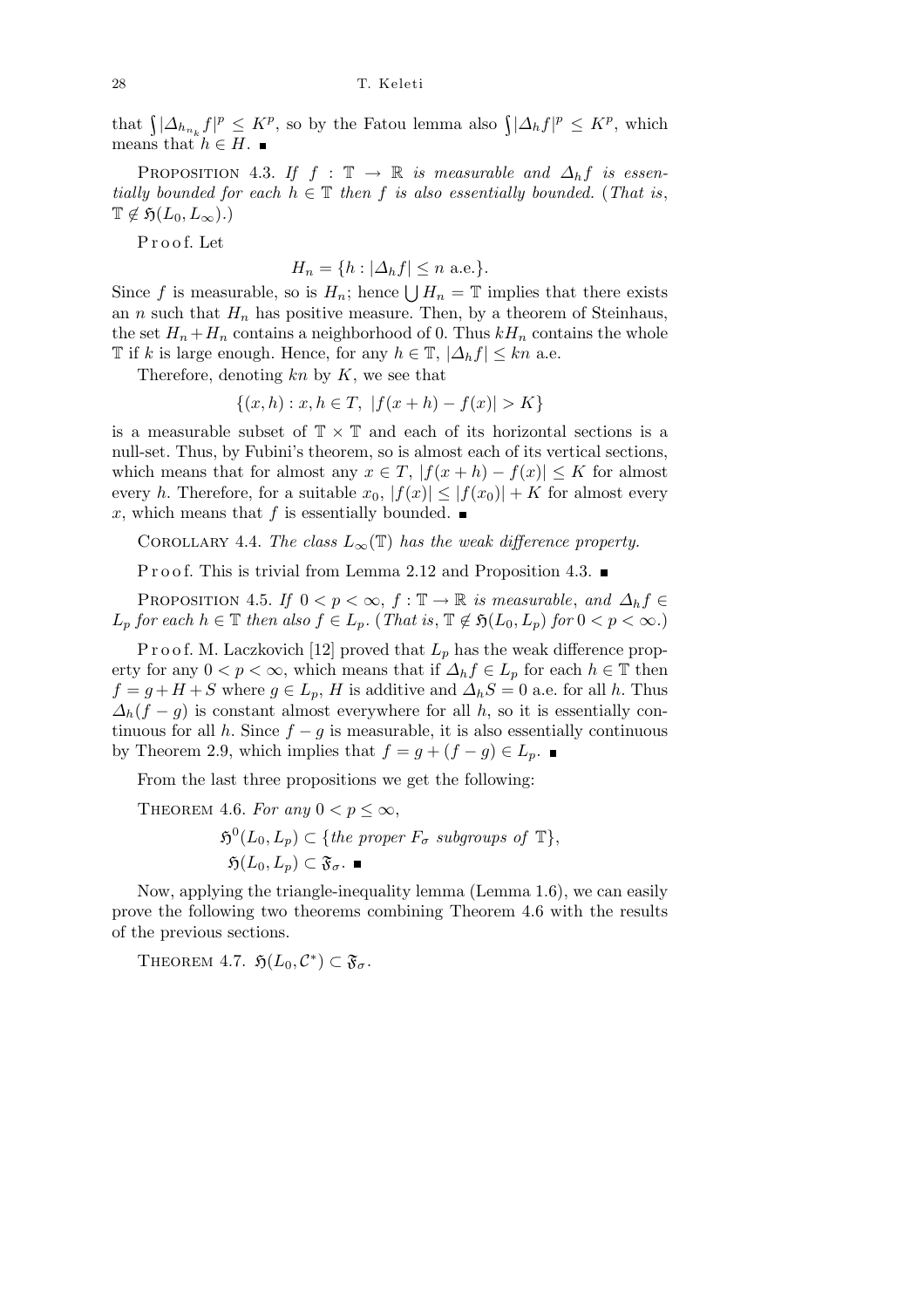that $\int|\Delta_{h_{n_k}} f|^p \le K^p$, so by the Fatou lemma also $\int|\Delta_h f|^p \le K^p$, which means that $h \in H$. ∎

PROPOSITION 4.3. *If $f : \mathbb{T} \to \mathbb{R}$ is measurable and $\Delta_h f$ is essentially bounded for each $h \in \mathbb{T}$ then $f$ is also essentially bounded.* (*That is*, $\mathbb{T} \notin \mathfrak{H}(L_0, L_\infty)$.)

Proof. Let

$$H_n = \{h : |\Delta_h f| \le n \text{ a.e.}\}.$$

Since $f$ is measurable, so is $H_n$; hence $\bigcup H_n = \mathbb{T}$ implies that there exists an $n$ such that $H_n$ has positive measure. Then, by a theorem of Steinhaus, the set $H_n + H_n$ contains a neighborhood of 0. Thus $kH_n$ contains the whole $\mathbb{T}$ if $k$ is large enough. Hence, for any $h \in \mathbb{T}$, $|\Delta_h f| \le kn$ a.e.

Therefore, denoting $kn$ by $K$, we see that

$$\{(x, h) : x, h \in T,\ |f(x + h) - f(x)| > K\}$$

is a measurable subset of $\mathbb{T} \times \mathbb{T}$ and each of its horizontal sections is a null-set. Thus, by Fubini's theorem, so is almost each of its vertical sections, which means that for almost any $x \in T$, $|f(x + h) - f(x)| \le K$ for almost every $h$. Therefore, for a suitable $x_0$, $|f(x)| \le |f(x_0)| + K$ for almost every $x$, which means that $f$ is essentially bounded. ∎

COROLLARY 4.4. *The class $L_\infty(\mathbb{T})$ has the weak difference property.*

Proof. This is trivial from Lemma 2.12 and Proposition 4.3. ∎

PROPOSITION 4.5. *If $0 < p < \infty$, $f : \mathbb{T} \to \mathbb{R}$ is measurable, and $\Delta_h f \in L_p$ for each $h \in \mathbb{T}$ then also $f \in L_p$.* (*That is*, $\mathbb{T} \notin \mathfrak{H}(L_0, L_p)$ *for* $0 < p < \infty$.)

Proof. M. Laczkovich [12] proved that $L_p$ has the weak difference property for any $0 < p < \infty$, which means that if $\Delta_h f \in L_p$ for each $h \in \mathbb{T}$ then $f = g + H + S$ where $g \in L_p$, $H$ is additive and $\Delta_h S = 0$ a.e. for all $h$. Thus $\Delta_h(f - g)$ is constant almost everywhere for all $h$, so it is essentially continuous for all $h$. Since $f - g$ is measurable, it is also essentially continuous by Theorem 2.9, which implies that $f = g + (f - g) \in L_p$. ∎

From the last three propositions we get the following:

THEOREM 4.6. *For any $0 < p \le \infty$,*

$$\mathfrak{H}^0(L_0, L_p) \subset \{\textit{the proper } F_\sigma \textit{ subgroups of } \mathbb{T}\},$$
$$\mathfrak{H}(L_0, L_p) \subset \mathfrak{F}_\sigma. \ ∎$$

Now, applying the triangle-inequality lemma (Lemma 1.6), we can easily prove the following two theorems combining Theorem 4.6 with the results of the previous sections.

THEOREM 4.7. $\mathfrak{H}(L_0, \mathcal{C}^*) \subset \mathfrak{F}_\sigma$.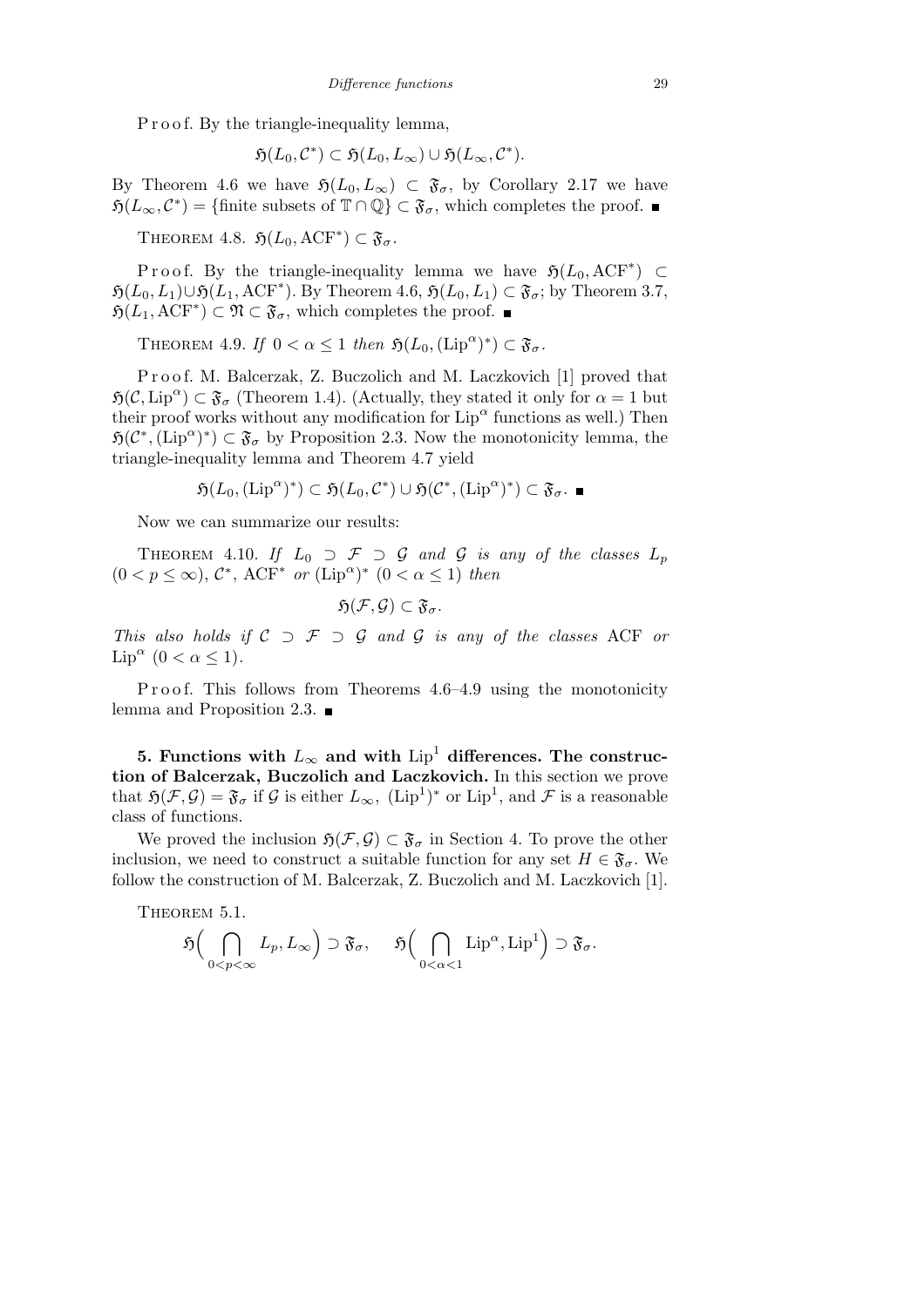Proof. By the triangle-inequality lemma,

$$\mathfrak{H}(L_0, \mathcal{C}^*) \subset \mathfrak{H}(L_0, L_\infty) \cup \mathfrak{H}(L_\infty, \mathcal{C}^*).$$

By Theorem 4.6 we have $\mathfrak{H}(L_0, L_\infty) \subset \mathfrak{F}_\sigma$, by Corollary 2.17 we have $\mathfrak{H}(L_\infty, \mathcal{C}^*) = \{\text{finite subsets of } \mathbb{T} \cap \mathbb{Q}\} \subset \mathfrak{F}_\sigma$, which completes the proof. ∎

THEOREM 4.8. $\mathfrak{H}(L_0, \mathrm{ACF}^*) \subset \mathfrak{F}_\sigma$.

Proof. By the triangle-inequality lemma we have $\mathfrak{H}(L_0, \mathrm{ACF}^*) \subset \mathfrak{H}(L_0, L_1) \cup \mathfrak{H}(L_1, \mathrm{ACF}^*)$. By Theorem 4.6, $\mathfrak{H}(L_0, L_1) \subset \mathfrak{F}_\sigma$; by Theorem 3.7, $\mathfrak{H}(L_1, \mathrm{ACF}^*) \subset \mathfrak{N} \subset \mathfrak{F}_\sigma$, which completes the proof. ∎

THEOREM 4.9. *If* $0 < \alpha \le 1$ *then* $\mathfrak{H}(L_0, (\mathrm{Lip}^\alpha)^*) \subset \mathfrak{F}_\sigma$.

Proof. M. Balcerzak, Z. Buczolich and M. Laczkovich [1] proved that $\mathfrak{H}(\mathcal{C}, \mathrm{Lip}^\alpha) \subset \mathfrak{F}_\sigma$ (Theorem 1.4). (Actually, they stated it only for $\alpha = 1$ but their proof works without any modification for $\mathrm{Lip}^\alpha$ functions as well.) Then $\mathfrak{H}(\mathcal{C}^*, (\mathrm{Lip}^\alpha)^*) \subset \mathfrak{F}_\sigma$ by Proposition 2.3. Now the monotonicity lemma, the triangle-inequality lemma and Theorem 4.7 yield

$$\mathfrak{H}(L_0, (\mathrm{Lip}^\alpha)^*) \subset \mathfrak{H}(L_0, \mathcal{C}^*) \cup \mathfrak{H}(\mathcal{C}^*, (\mathrm{Lip}^\alpha)^*) \subset \mathfrak{F}_\sigma. \;∎$$

Now we can summarize our results:

THEOREM 4.10. *If* $L_0 \supset \mathcal{F} \supset \mathcal{G}$ *and* $\mathcal{G}$ *is any of the classes* $L_p$ $(0 < p \le \infty)$, $\mathcal{C}^*$, $\mathrm{ACF}^*$ *or* $(\mathrm{Lip}^\alpha)^*$ $(0 < \alpha \le 1)$ *then*

$$\mathfrak{H}(\mathcal{F}, \mathcal{G}) \subset \mathfrak{F}_\sigma.$$

*This also holds if* $\mathcal{C} \supset \mathcal{F} \supset \mathcal{G}$ *and* $\mathcal{G}$ *is any of the classes* ACF *or* $\mathrm{Lip}^\alpha$ $(0 < \alpha \le 1)$.

Proof. This follows from Theorems 4.6–4.9 using the monotonicity lemma and Proposition 2.3. ∎

## 5. Functions with $L_\infty$ and with $\mathrm{Lip}^1$ differences. The construction of Balcerzak, Buczolich and Laczkovich.

In this section we prove that $\mathfrak{H}(\mathcal{F}, \mathcal{G}) = \mathfrak{F}_\sigma$ if $\mathcal{G}$ is either $L_\infty$, $(\mathrm{Lip}^1)^*$ or $\mathrm{Lip}^1$, and $\mathcal{F}$ is a reasonable class of functions.

We proved the inclusion $\mathfrak{H}(\mathcal{F}, \mathcal{G}) \subset \mathfrak{F}_\sigma$ in Section 4. To prove the other inclusion, we need to construct a suitable function for any set $H \in \mathfrak{F}_\sigma$. We follow the construction of M. Balcerzak, Z. Buczolich and M. Laczkovich [1].

THEOREM 5.1.

$$\mathfrak{H}\Big(\bigcap_{0<p<\infty} L_p, L_\infty\Big) \supset \mathfrak{F}_\sigma, \quad \mathfrak{H}\Big(\bigcap_{0<\alpha<1} \mathrm{Lip}^\alpha, \mathrm{Lip}^1\Big) \supset \mathfrak{F}_\sigma.$$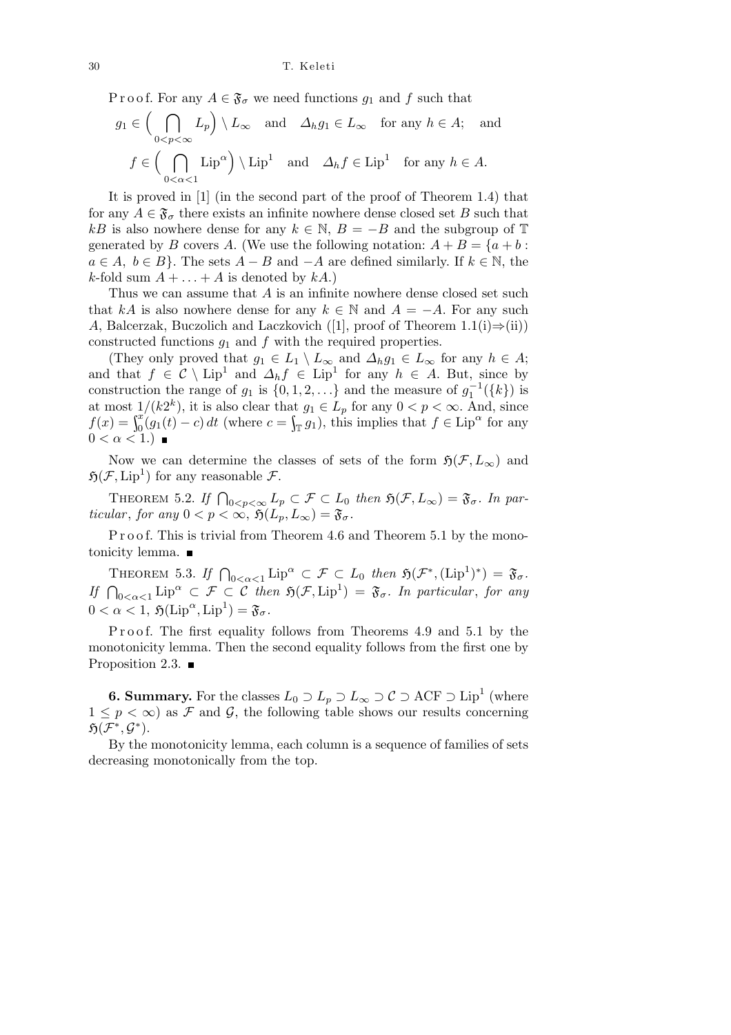Proof. For any $A \in \mathfrak{F}_\sigma$ we need functions $g_1$ and $f$ such that

$$g_1 \in \Big( \bigcap_{0<p<\infty} L_p \Big) \setminus L_\infty \quad \text{and} \quad \Delta_h g_1 \in L_\infty \quad \text{for any } h \in A; \quad \text{and}$$

$$f \in \Big( \bigcap_{0<\alpha<1} \mathrm{Lip}^\alpha \Big) \setminus \mathrm{Lip}^1 \quad \text{and} \quad \Delta_h f \in \mathrm{Lip}^1 \quad \text{for any } h \in A.$$

It is proved in [1] (in the second part of the proof of Theorem 1.4) that for any $A \in \mathfrak{F}_\sigma$ there exists an infinite nowhere dense closed set $B$ such that $kB$ is also nowhere dense for any $k \in \mathbb{N}$, $B = -B$ and the subgroup of $\mathbb{T}$ generated by $B$ covers $A$. (We use the following notation: $A + B = \{a + b : a \in A,\ b \in B\}$. The sets $A - B$ and $-A$ are defined similarly. If $k \in \mathbb{N}$, the $k$-fold sum $A + \ldots + A$ is denoted by $kA$.)

Thus we can assume that $A$ is an infinite nowhere dense closed set such that $kA$ is also nowhere dense for any $k \in \mathbb{N}$ and $A = -A$. For any such $A$, Balcerzak, Buczolich and Laczkovich ([1], proof of Theorem 1.1(i)$\Rightarrow$(ii)) constructed functions $g_1$ and $f$ with the required properties.

(They only proved that $g_1 \in L_1 \setminus L_\infty$ and $\Delta_h g_1 \in L_\infty$ for any $h \in A$; and that $f \in \mathcal{C} \setminus \mathrm{Lip}^1$ and $\Delta_h f \in \mathrm{Lip}^1$ for any $h \in A$. But, since by construction the range of $g_1$ is $\{0, 1, 2, \ldots\}$ and the measure of $g_1^{-1}(\{k\})$ is at most $1/(k2^k)$, it is also clear that $g_1 \in L_p$ for any $0 < p < \infty$. And, since $f(x) = \int_0^x (g_1(t) - c)\, dt$ (where $c = \int_{\mathbb{T}} g_1$), this implies that $f \in \mathrm{Lip}^\alpha$ for any $0 < \alpha < 1$.) ∎

Now we can determine the classes of sets of the form $\mathfrak{H}(\mathcal{F}, L_\infty)$ and $\mathfrak{H}(\mathcal{F}, \mathrm{Lip}^1)$ for any reasonable $\mathcal{F}$.

**Theorem 5.2.** *If $\bigcap_{0<p<\infty} L_p \subset \mathcal{F} \subset L_0$ then $\mathfrak{H}(\mathcal{F}, L_\infty) = \mathfrak{F}_\sigma$. In particular, for any $0 < p < \infty$, $\mathfrak{H}(L_p, L_\infty) = \mathfrak{F}_\sigma$.*

Proof. This is trivial from Theorem 4.6 and Theorem 5.1 by the monotonicity lemma. ∎

**Theorem 5.3.** *If $\bigcap_{0<\alpha<1} \mathrm{Lip}^\alpha \subset \mathcal{F} \subset L_0$ then $\mathfrak{H}(\mathcal{F}^*, (\mathrm{Lip}^1)^*) = \mathfrak{F}_\sigma$. If $\bigcap_{0<\alpha<1} \mathrm{Lip}^\alpha \subset \mathcal{F} \subset \mathcal{C}$ then $\mathfrak{H}(\mathcal{F}, \mathrm{Lip}^1) = \mathfrak{F}_\sigma$. In particular, for any $0 < \alpha < 1$, $\mathfrak{H}(\mathrm{Lip}^\alpha, \mathrm{Lip}^1) = \mathfrak{F}_\sigma$.*

Proof. The first equality follows from Theorems 4.9 and 5.1 by the monotonicity lemma. Then the second equality follows from the first one by Proposition 2.3. ∎

## 6. Summary.

For the classes $L_0 \supset L_p \supset L_\infty \supset \mathcal{C} \supset \mathrm{ACF} \supset \mathrm{Lip}^1$ (where $1 \le p < \infty$) as $\mathcal{F}$ and $\mathcal{G}$, the following table shows our results concerning $\mathfrak{H}(\mathcal{F}^*, \mathcal{G}^*)$.

By the monotonicity lemma, each column is a sequence of families of sets decreasing monotonically from the top.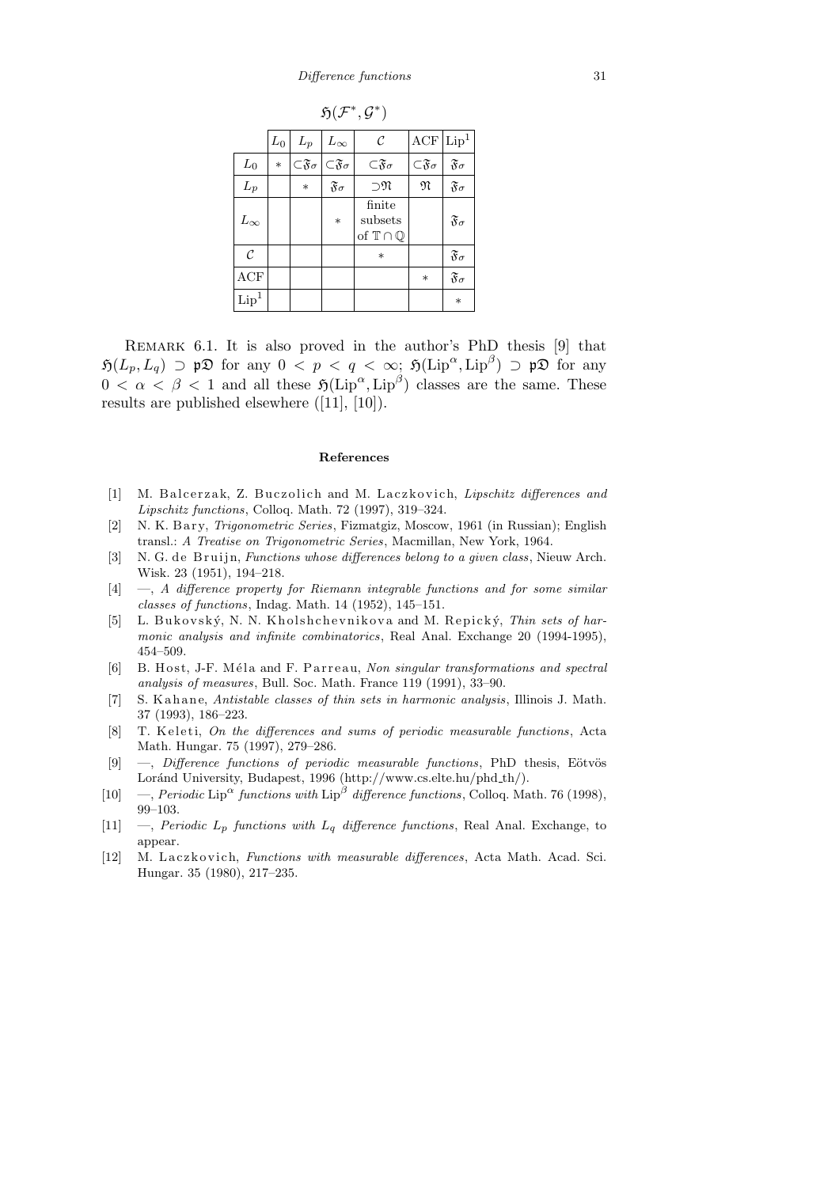$\mathfrak{H}(\mathcal{F}^*, \mathcal{G}^*)$

| | $L_0$ | $L_p$ | $L_\infty$ | $\mathcal{C}$ | ACF | $\mathrm{Lip}^1$ |
|---|---|---|---|---|---|---|
| $L_0$ | $*$ | $\subset\mathfrak{F}\sigma$ | $\subset\mathfrak{F}\sigma$ | $\subset\mathfrak{F}\sigma$ | $\subset\mathfrak{F}\sigma$ | $\mathfrak{F}\sigma$ |
| $L_p$ | | $*$ | $\mathfrak{F}\sigma$ | $\supset\mathfrak{N}$ | $\mathfrak{N}$ | $\mathfrak{F}\sigma$ |
| $L_\infty$ | | | $*$ | finite subsets of $\mathbb{T}\cap\mathbb{Q}$ | | $\mathfrak{F}\sigma$ |
| $\mathcal{C}$ | | | | $*$ | | $\mathfrak{F}\sigma$ |
| ACF | | | | | $*$ | $\mathfrak{F}\sigma$ |
| $\mathrm{Lip}^1$ | | | | | | $*$ |

REMARK 6.1. It is also proved in the author's PhD thesis [9] that $\mathfrak{H}(L_p, L_q) \supset \mathfrak{pD}$ for any $0 < p < q < \infty$; $\mathfrak{H}(\mathrm{Lip}^\alpha, \mathrm{Lip}^\beta) \supset \mathfrak{pD}$ for any $0 < \alpha < \beta < 1$ and all these $\mathfrak{H}(\mathrm{Lip}^\alpha, \mathrm{Lip}^\beta)$ classes are the same. These results are published elsewhere ([11], [10]).

## References

[1] M. Balcerzak, Z. Buczolich and M. Laczkovich, *Lipschitz differences and Lipschitz functions*, Colloq. Math. 72 (1997), 319–324.

[2] N. K. Bary, *Trigonometric Series*, Fizmatgiz, Moscow, 1961 (in Russian); English transl.: *A Treatise on Trigonometric Series*, Macmillan, New York, 1964.

[3] N. G. de Bruijn, *Functions whose differences belong to a given class*, Nieuw Arch. Wisk. 23 (1951), 194–218.

[4] —, *A difference property for Riemann integrable functions and for some similar classes of functions*, Indag. Math. 14 (1952), 145–151.

[5] L. Bukovský, N. N. Kholshchevnikova and M. Repický, *Thin sets of harmonic analysis and infinite combinatorics*, Real Anal. Exchange 20 (1994-1995), 454–509.

[6] B. Host, J-F. Méla and F. Parreau, *Non singular transformations and spectral analysis of measures*, Bull. Soc. Math. France 119 (1991), 33–90.

[7] S. Kahane, *Antistable classes of thin sets in harmonic analysis*, Illinois J. Math. 37 (1993), 186–223.

[8] T. Keleti, *On the differences and sums of periodic measurable functions*, Acta Math. Hungar. 75 (1997), 279–286.

[9] —, *Difference functions of periodic measurable functions*, PhD thesis, Eötvös Loránd University, Budapest, 1996 (http://www.cs.elte.hu/phd_th/).

[10] —, *Periodic* $\mathrm{Lip}^\alpha$ *functions with* $\mathrm{Lip}^\beta$ *difference functions*, Colloq. Math. 76 (1998), 99–103.

[11] —, *Periodic* $L_p$ *functions with* $L_q$ *difference functions*, Real Anal. Exchange, to appear.

[12] M. Laczkovich, *Functions with measurable differences*, Acta Math. Acad. Sci. Hungar. 35 (1980), 217–235.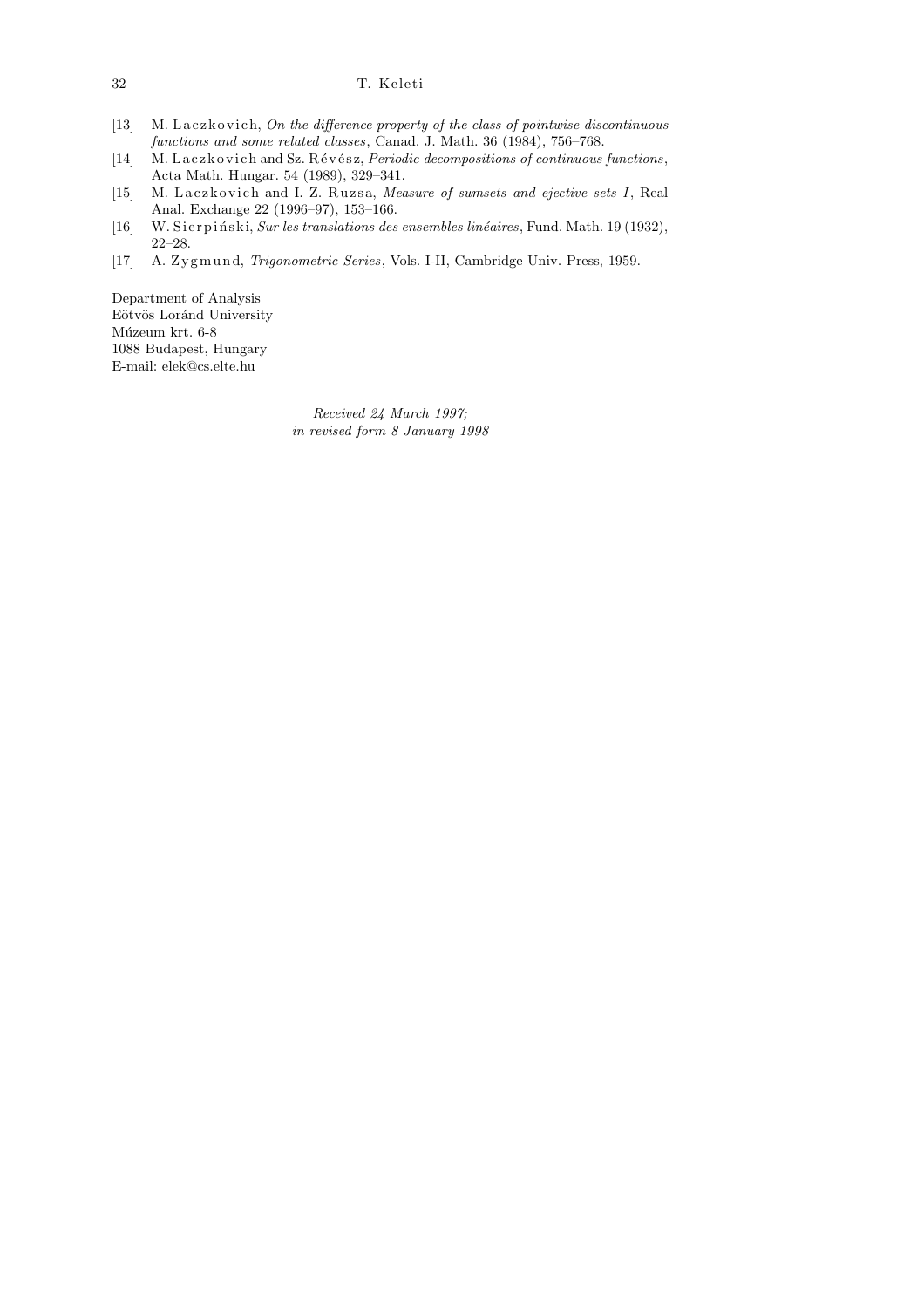[13] M. Laczkovich, *On the difference property of the class of pointwise discontinuous functions and some related classes*, Canad. J. Math. 36 (1984), 756–768.

[14] M. Laczkovich and Sz. Révész, *Periodic decompositions of continuous functions*, Acta Math. Hungar. 54 (1989), 329–341.

[15] M. Laczkovich and I. Z. Ruzsa, *Measure of sumsets and ejective sets I*, Real Anal. Exchange 22 (1996–97), 153–166.

[16] W. Sierpiński, *Sur les translations des ensembles linéaires*, Fund. Math. 19 (1932), 22–28.

[17] A. Zygmund, *Trigonometric Series*, Vols. I-II, Cambridge Univ. Press, 1959.

Department of Analysis
Eötvös Loránd University
Múzeum krt. 6-8
1088 Budapest, Hungary
E-mail: elek@cs.elte.hu

*Received 24 March 1997;*
*in revised form 8 January 1998*